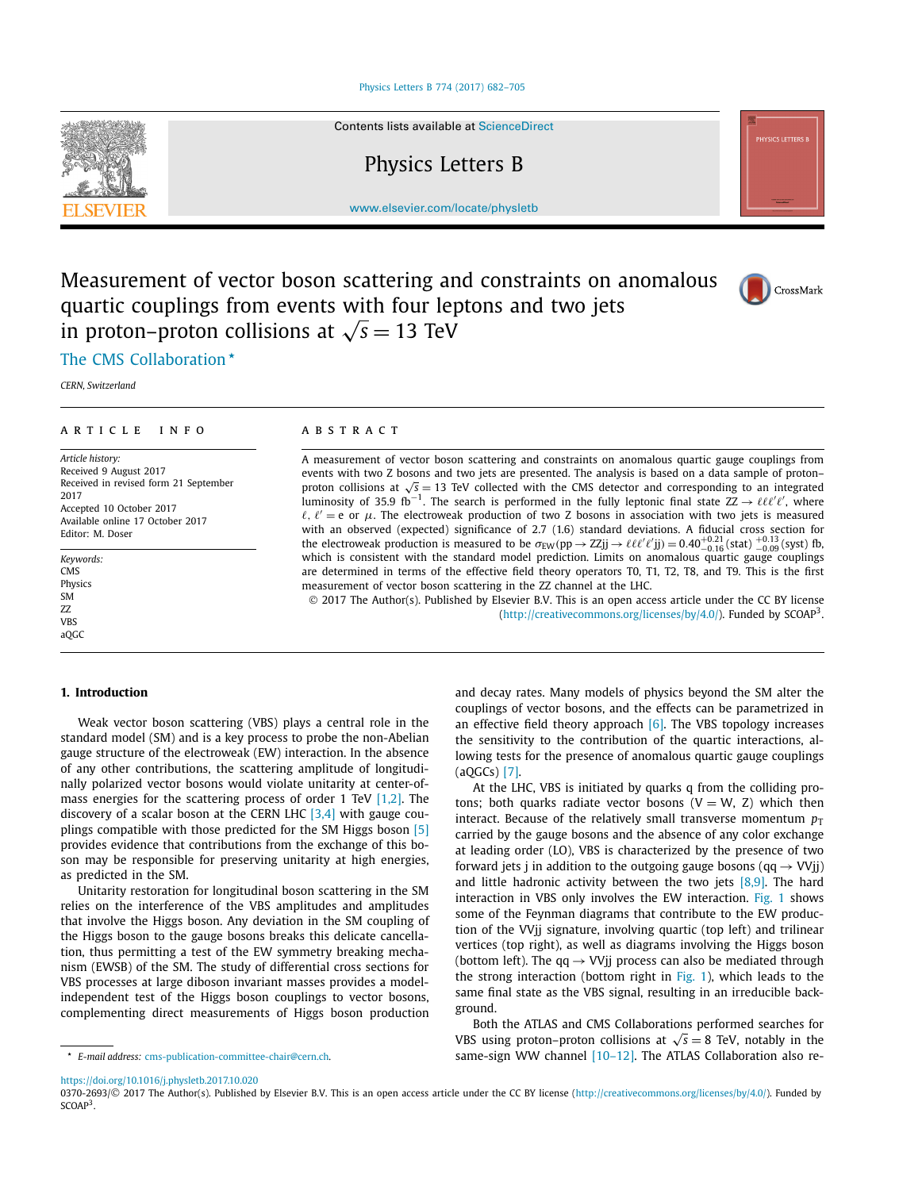# Measurement of vector boson scattering and constraints on anomalous quartic couplings from events with four leptons and two jets in proton–proton collisions at $\sqrt{s} = 13$ TeV

The CMS Collaboration *

*CERN, Switzerland*

---

**ARTICLE INFO**

*Article history:*
Received 9 August 2017
Received in revised form 21 September 2017
Accepted 10 October 2017
Available online 17 October 2017
Editor: M. Doser

*Keywords:*
CMS
Physics
SM
ZZ
VBS
aQGC

**ABSTRACT**

A measurement of vector boson scattering and constraints on anomalous quartic gauge couplings from events with two Z bosons and two jets are presented. The analysis is based on a data sample of proton–proton collisions at $\sqrt{s} = 13$ TeV collected with the CMS detector and corresponding to an integrated luminosity of 35.9 fb$^{-1}$. The search is performed in the fully leptonic final state $ZZ \rightarrow \ell\ell\ell'\ell'$, where $\ell, \ell' = e$ or $\mu$. The electroweak production of two Z bosons in association with two jets is measured with an observed (expected) significance of 2.7 (1.6) standard deviations. A fiducial cross section for the electroweak production is measured to be $\sigma_{EW}(pp \rightarrow ZZjj \rightarrow \ell\ell\ell'\ell'jj) = 0.40^{+0.21}_{-0.16}\,(\text{stat})\,^{+0.13}_{-0.09}\,(\text{syst})$ fb, which is consistent with the standard model prediction. Limits on anomalous quartic gauge couplings are determined in terms of the effective field theory operators T0, T1, T2, T8, and T9. This is the first measurement of vector boson scattering in the ZZ channel at the LHC.

© 2017 The Author(s). Published by Elsevier B.V. This is an open access article under the CC BY license (http://creativecommons.org/licenses/by/4.0/). Funded by SCOAP[3].

---

## 1. Introduction

Weak vector boson scattering (VBS) plays a central role in the standard model (SM) and is a key process to probe the non-Abelian gauge structure of the electroweak (EW) interaction. In the absence of any other contributions, the scattering amplitude of longitudinally polarized vector bosons would violate unitarity at center-of-mass energies for the scattering process of order 1 TeV [1,2]. The discovery of a scalar boson at the CERN LHC [3,4] with gauge couplings compatible with those predicted for the SM Higgs boson [5] provides evidence that contributions from the exchange of this boson may be responsible for preserving unitarity at high energies, as predicted in the SM.

Unitarity restoration for longitudinal boson scattering in the SM relies on the interference of the VBS amplitudes and amplitudes that involve the Higgs boson. Any deviation in the SM coupling of the Higgs boson to the gauge bosons breaks this delicate cancellation, thus permitting a test of the EW symmetry breaking mechanism (EWSB) of the SM. The study of differential cross sections for VBS processes at large diboson invariant masses provides a model-independent test of the Higgs boson couplings to vector bosons, complementing direct measurements of Higgs boson production and decay rates. Many models of physics beyond the SM alter the couplings of vector bosons, and the effects can be parametrized in an effective field theory approach [6]. The VBS topology increases the sensitivity to the contribution of the quartic interactions, allowing tests for the presence of anomalous quartic gauge couplings (aQGCs) [7].

At the LHC, VBS is initiated by quarks q from the colliding protons; both quarks radiate vector bosons (V = W, Z) which then interact. Because of the relatively small transverse momentum $p_T$ carried by the gauge bosons and the absence of any color exchange at leading order (LO), VBS is characterized by the presence of two forward jets j in addition to the outgoing gauge bosons ($qq \rightarrow VVjj$) and little hadronic activity between the two jets [8,9]. The hard interaction in VBS only involves the EW interaction. Fig. 1 shows some of the Feynman diagrams that contribute to the EW production of the VVjj signature, involving quartic (top left) and trilinear vertices (top right), as well as diagrams involving the Higgs boson (bottom left). The $qq \rightarrow VVjj$ process can also be mediated through the strong interaction (bottom right in Fig. 1), which leads to the same final state as the VBS signal, resulting in an irreducible background.

Both the ATLAS and CMS Collaborations performed searches for VBS using proton–proton collisions at $\sqrt{s} = 8$ TeV, notably in the same-sign WW channel [10–12]. The ATLAS Collaboration also re-

---

* E-mail address: cms-publication-committee-chair@cern.ch.

https://doi.org/10.1016/j.physletb.2017.10.020
0370-2693/© 2017 The Author(s). Published by Elsevier B.V. This is an open access article under the CC BY license (http://creativecommons.org/licenses/by/4.0/). Funded by SCOAP[3].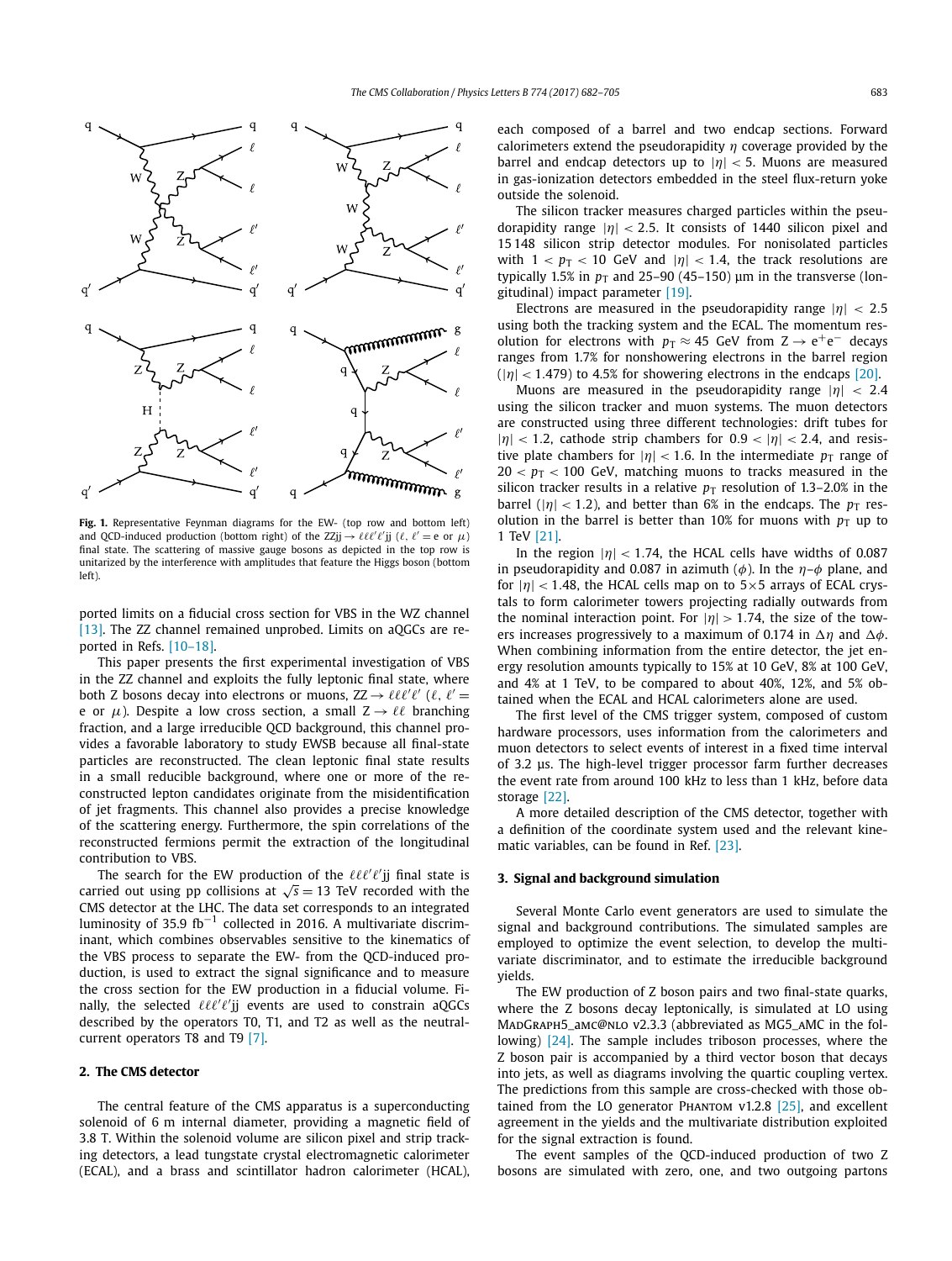Fig. 1. Representative Feynman diagrams for the EW- (top row and bottom left) and QCD-induced production (bottom right) of the $\mathrm{ZZjj} \to \ell\ell\ell'\ell'\mathrm{jj}$ ($\ell$, $\ell' = \mathrm{e}$ or $\mu$) final state. The scattering of massive gauge bosons as depicted in the top row is unitarized by the interference with amplitudes that feature the Higgs boson (bottom left).

ported limits on a fiducial cross section for VBS in the WZ channel [13]. The ZZ channel remained unprobed. Limits on aQGCs are reported in Refs. [10–18].

This paper presents the first experimental investigation of VBS in the ZZ channel and exploits the fully leptonic final state, where both Z bosons decay into electrons or muons, $\mathrm{ZZ} \to \ell\ell\ell'\ell'$ ($\ell$, $\ell' = \mathrm{e}$ or $\mu$). Despite a low cross section, a small $\mathrm{Z} \to \ell\ell$ branching fraction, and a large irreducible QCD background, this channel provides a favorable laboratory to study EWSB because all final-state particles are reconstructed. The clean leptonic final state results in a small reducible background, where one or more of the reconstructed lepton candidates originate from the misidentification of jet fragments. This channel also provides a precise knowledge of the scattering energy. Furthermore, the spin correlations of the reconstructed fermions permit the extraction of the longitudinal contribution to VBS.

The search for the EW production of the $\ell\ell\ell'\ell'\mathrm{jj}$ final state is carried out using pp collisions at $\sqrt{s} = 13$ TeV recorded with the CMS detector at the LHC. The data set corresponds to an integrated luminosity of 35.9 $\mathrm{fb}^{-1}$ collected in 2016. A multivariate discriminant, which combines observables sensitive to the kinematics of the VBS process to separate the EW- from the QCD-induced production, is used to extract the signal significance and to measure the cross section for the EW production in a fiducial volume. Finally, the selected $\ell\ell\ell'\ell'\mathrm{jj}$ events are used to constrain aQGCs described by the operators T0, T1, and T2 as well as the neutral-current operators T8 and T9 [7].

## 2. The CMS detector

The central feature of the CMS apparatus is a superconducting solenoid of 6 m internal diameter, providing a magnetic field of 3.8 T. Within the solenoid volume are silicon pixel and strip tracking detectors, a lead tungstate crystal electromagnetic calorimeter (ECAL), and a brass and scintillator hadron calorimeter (HCAL), each composed of a barrel and two endcap sections. Forward calorimeters extend the pseudorapidity $\eta$ coverage provided by the barrel and endcap detectors up to $|\eta| < 5$. Muons are measured in gas-ionization detectors embedded in the steel flux-return yoke outside the solenoid.

The silicon tracker measures charged particles within the pseudorapidity range $|\eta| < 2.5$. It consists of 1440 silicon pixel and 15 148 silicon strip detector modules. For nonisolated particles with $1 < p_\mathrm{T} < 10$ GeV and $|\eta| < 1.4$, the track resolutions are typically 1.5% in $p_\mathrm{T}$ and 25–90 (45–150) μm in the transverse (longitudinal) impact parameter [19].

Electrons are measured in the pseudorapidity range $|\eta| < 2.5$ using both the tracking system and the ECAL. The momentum resolution for electrons with $p_\mathrm{T} \approx 45$ GeV from $\mathrm{Z} \to \mathrm{e}^+\mathrm{e}^-$ decays ranges from 1.7% for nonshowering electrons in the barrel region ($|\eta| < 1.479$) to 4.5% for showering electrons in the endcaps [20].

Muons are measured in the pseudorapidity range $|\eta| < 2.4$ using the silicon tracker and muon systems. The muon detectors are constructed using three different technologies: drift tubes for $|\eta| < 1.2$, cathode strip chambers for $0.9 < |\eta| < 2.4$, and resistive plate chambers for $|\eta| < 1.6$. In the intermediate $p_\mathrm{T}$ range of $20 < p_\mathrm{T} < 100$ GeV, matching muons to tracks measured in the silicon tracker results in a relative $p_\mathrm{T}$ resolution of 1.3–2.0% in the barrel ($|\eta| < 1.2$), and better than 6% in the endcaps. The $p_\mathrm{T}$ resolution in the barrel is better than 10% for muons with $p_\mathrm{T}$ up to 1 TeV [21].

In the region $|\eta| < 1.74$, the HCAL cells have widths of 0.087 in pseudorapidity and 0.087 in azimuth ($\phi$). In the $\eta$–$\phi$ plane, and for $|\eta| < 1.48$, the HCAL cells map on to 5×5 arrays of ECAL crystals to form calorimeter towers projecting radially outwards from the nominal interaction point. For $|\eta| > 1.74$, the size of the towers increases progressively to a maximum of 0.174 in $\Delta\eta$ and $\Delta\phi$. When combining information from the entire detector, the jet energy resolution amounts typically to 15% at 10 GeV, 8% at 100 GeV, and 4% at 1 TeV, to be compared to about 40%, 12%, and 5% obtained when the ECAL and HCAL calorimeters alone are used.

The first level of the CMS trigger system, composed of custom hardware processors, uses information from the calorimeters and muon detectors to select events of interest in a fixed time interval of 3.2 μs. The high-level trigger processor farm further decreases the event rate from around 100 kHz to less than 1 kHz, before data storage [22].

A more detailed description of the CMS detector, together with a definition of the coordinate system used and the relevant kinematic variables, can be found in Ref. [23].

## 3. Signal and background simulation

Several Monte Carlo event generators are used to simulate the signal and background contributions. The simulated samples are employed to optimize the event selection, to develop the multivariate discriminator, and to estimate the irreducible background yields.

The EW production of Z boson pairs and two final-state quarks, where the Z bosons decay leptonically, is simulated at LO using MadGraph5_aMC@NLO v2.3.3 (abbreviated as MG5_aMC in the following) [24]. The sample includes triboson processes, where the Z boson pair is accompanied by a third vector boson that decays into jets, as well as diagrams involving the quartic coupling vertex. The predictions from this sample are cross-checked with those obtained from the LO generator Phantom v1.2.8 [25], and excellent agreement in the yields and the multivariate distribution exploited for the signal extraction is found.

The event samples of the QCD-induced production of two Z bosons are simulated with zero, one, and two outgoing partons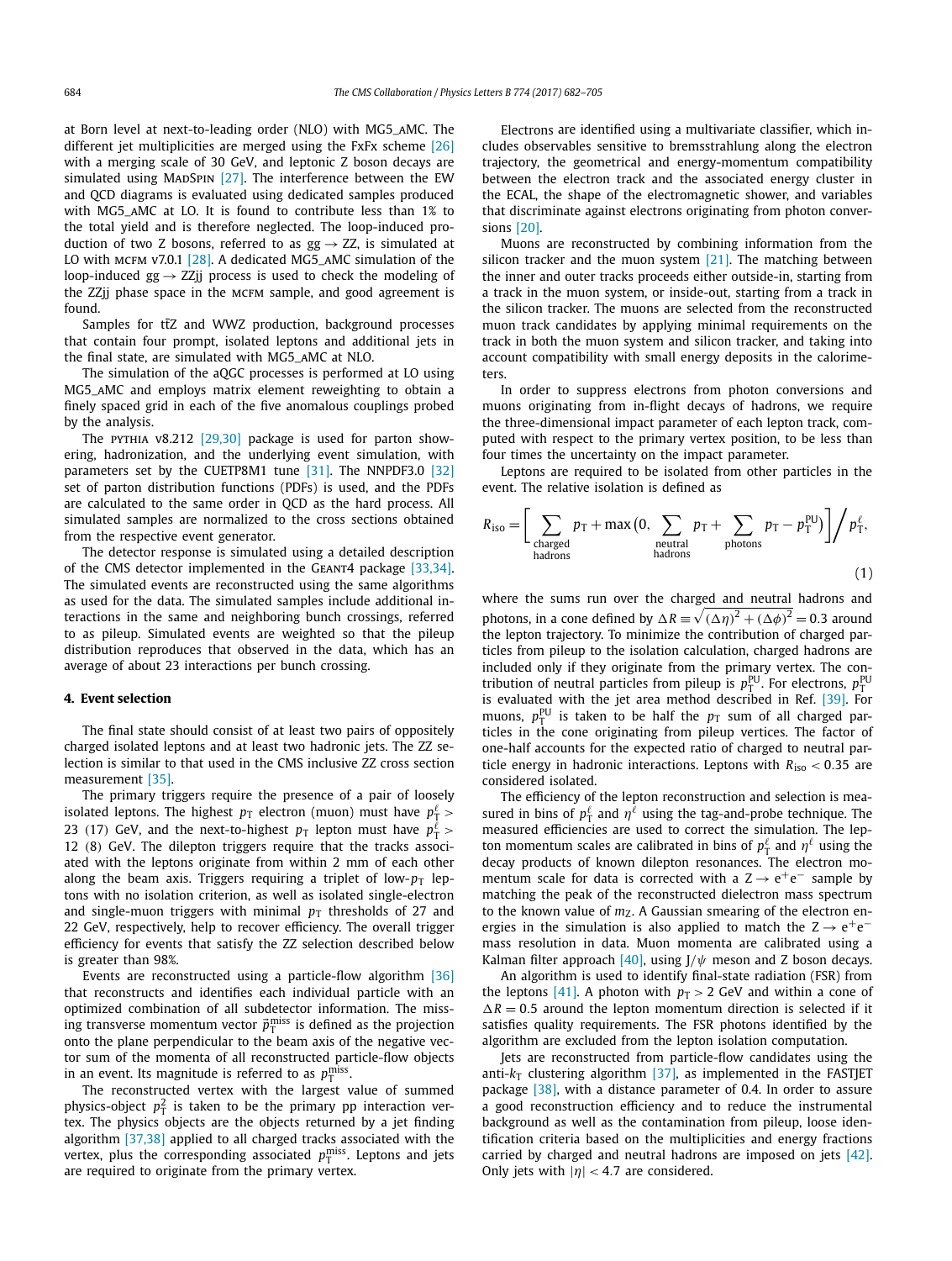at Born level at next-to-leading order (NLO) with MG5_aMC. The different jet multiplicities are merged using the FxFx scheme [26] with a merging scale of 30 GeV, and leptonic Z boson decays are simulated using MadSpin [27]. The interference between the EW and QCD diagrams is evaluated using dedicated samples produced with MG5_aMC at LO. It is found to contribute less than 1% to the total yield and is therefore neglected. The loop-induced production of two Z bosons, referred to as $gg \to ZZ$, is simulated at LO with MCFM v7.0.1 [28]. A dedicated MG5_aMC simulation of the loop-induced $gg \to ZZjj$ process is used to check the modeling of the ZZjj phase space in the MCFM sample, and good agreement is found.

Samples for $t\bar{t}Z$ and WWZ production, background processes that contain four prompt, isolated leptons and additional jets in the final state, are simulated with MG5_aMC at NLO.

The simulation of the aQGC processes is performed at LO using MG5_aMC and employs matrix element reweighting to obtain a finely spaced grid in each of the five anomalous couplings probed by the analysis.

The PYTHIA v8.212 [29,30] package is used for parton showering, hadronization, and the underlying event simulation, with parameters set by the CUETP8M1 tune [31]. The NNPDF3.0 [32] set of parton distribution functions (PDFs) is used, and the PDFs are calculated to the same order in QCD as the hard process. All simulated samples are normalized to the cross sections obtained from the respective event generator.

The detector response is simulated using a detailed description of the CMS detector implemented in the Geant4 package [33,34]. The simulated events are reconstructed using the same algorithms as used for the data. The simulated samples include additional interactions in the same and neighboring bunch crossings, referred to as pileup. Simulated events are weighted so that the pileup distribution reproduces that observed in the data, which has an average of about 23 interactions per bunch crossing.

## 4. Event selection

The final state should consist of at least two pairs of oppositely charged isolated leptons and at least two hadronic jets. The ZZ selection is similar to that used in the CMS inclusive ZZ cross section measurement [35].

The primary triggers require the presence of a pair of loosely isolated leptons. The highest $p_T$ electron (muon) must have $p_T^\ell > 23$ (17) GeV, and the next-to-highest $p_T$ lepton must have $p_T^\ell > 12$ (8) GeV. The dilepton triggers require that the tracks associated with the leptons originate from within 2 mm of each other along the beam axis. Triggers requiring a triplet of low-$p_T$ leptons with no isolation criterion, as well as isolated single-electron and single-muon triggers with minimal $p_T$ thresholds of 27 and 22 GeV, respectively, help to recover efficiency. The overall trigger efficiency for events that satisfy the ZZ selection described below is greater than 98%.

Events are reconstructed using a particle-flow algorithm [36] that reconstructs and identifies each individual particle with an optimized combination of all subdetector information. The missing transverse momentum vector $\vec{p}_T^{\,\text{miss}}$ is defined as the projection onto the plane perpendicular to the beam axis of the negative vector sum of the momenta of all reconstructed particle-flow objects in an event. Its magnitude is referred to as $p_T^{\text{miss}}$.

The reconstructed vertex with the largest value of summed physics-object $p_T^2$ is taken to be the primary pp interaction vertex. The physics objects are the objects returned by a jet finding algorithm [37,38] applied to all charged tracks associated with the vertex, plus the corresponding associated $p_T^{\text{miss}}$. Leptons and jets are required to originate from the primary vertex.

Electrons are identified using a multivariate classifier, which includes observables sensitive to bremsstrahlung along the electron trajectory, the geometrical and energy-momentum compatibility between the electron track and the associated energy cluster in the ECAL, the shape of the electromagnetic shower, and variables that discriminate against electrons originating from photon conversions [20].

Muons are reconstructed by combining information from the silicon tracker and the muon system [21]. The matching between the inner and outer tracks proceeds either outside-in, starting from a track in the muon system, or inside-out, starting from a track in the silicon tracker. The muons are selected from the reconstructed muon track candidates by applying minimal requirements on the track in both the muon system and silicon tracker, and taking into account compatibility with small energy deposits in the calorimeters.

In order to suppress electrons from photon conversions and muons originating from in-flight decays of hadrons, we require the three-dimensional impact parameter of each lepton track, computed with respect to the primary vertex position, to be less than four times the uncertainty on the impact parameter.

Leptons are required to be isolated from other particles in the event. The relative isolation is defined as

$$R_{\text{iso}} = \left[ \sum_{\substack{\text{charged} \\ \text{hadrons}}} p_T + \max\left(0, \sum_{\substack{\text{neutral} \\ \text{hadrons}}} p_T + \sum_{\text{photons}} p_T - p_T^{\text{PU}}\right) \right] \Big/ p_T^\ell, \tag{1}$$

where the sums run over the charged and neutral hadrons and photons, in a cone defined by $\Delta R \equiv \sqrt{(\Delta\eta)^2 + (\Delta\phi)^2} = 0.3$ around the lepton trajectory. To minimize the contribution of charged particles from pileup to the isolation calculation, charged hadrons are included only if they originate from the primary vertex. The contribution of neutral particles from pileup is $p_T^{\text{PU}}$. For electrons, $p_T^{\text{PU}}$ is evaluated with the jet area method described in Ref. [39]. For muons, $p_T^{\text{PU}}$ is taken to be half the $p_T$ sum of all charged particles in the cone originating from pileup vertices. The factor of one-half accounts for the expected ratio of charged to neutral particle energy in hadronic interactions. Leptons with $R_{\text{iso}} < 0.35$ are considered isolated.

The efficiency of the lepton reconstruction and selection is measured in bins of $p_T^\ell$ and $\eta^\ell$ using the tag-and-probe technique. The measured efficiencies are used to correct the simulation. The lepton momentum scales are calibrated in bins of $p_T^\ell$ and $\eta^\ell$ using the decay products of known dilepton resonances. The electron momentum scale for data is corrected with a $Z \to e^+e^-$ sample by matching the peak of the reconstructed dielectron mass spectrum to the known value of $m_Z$. A Gaussian smearing of the electron energies in the simulation is also applied to match the $Z \to e^+e^-$ mass resolution in data. Muon momenta are calibrated using a Kalman filter approach [40], using $J/\psi$ meson and Z boson decays.

An algorithm is used to identify final-state radiation (FSR) from the leptons [41]. A photon with $p_T > 2$ GeV and within a cone of $\Delta R = 0.5$ around the lepton momentum direction is selected if it satisfies quality requirements. The FSR photons identified by the algorithm are excluded from the lepton isolation computation.

Jets are reconstructed from particle-flow candidates using the anti-$k_T$ clustering algorithm [37], as implemented in the FASTJET package [38], with a distance parameter of 0.4. In order to assure a good reconstruction efficiency and to reduce the instrumental background as well as the contamination from pileup, loose identification criteria based on the multiplicities and energy fractions carried by charged and neutral hadrons are imposed on jets [42]. Only jets with $|\eta| < 4.7$ are considered.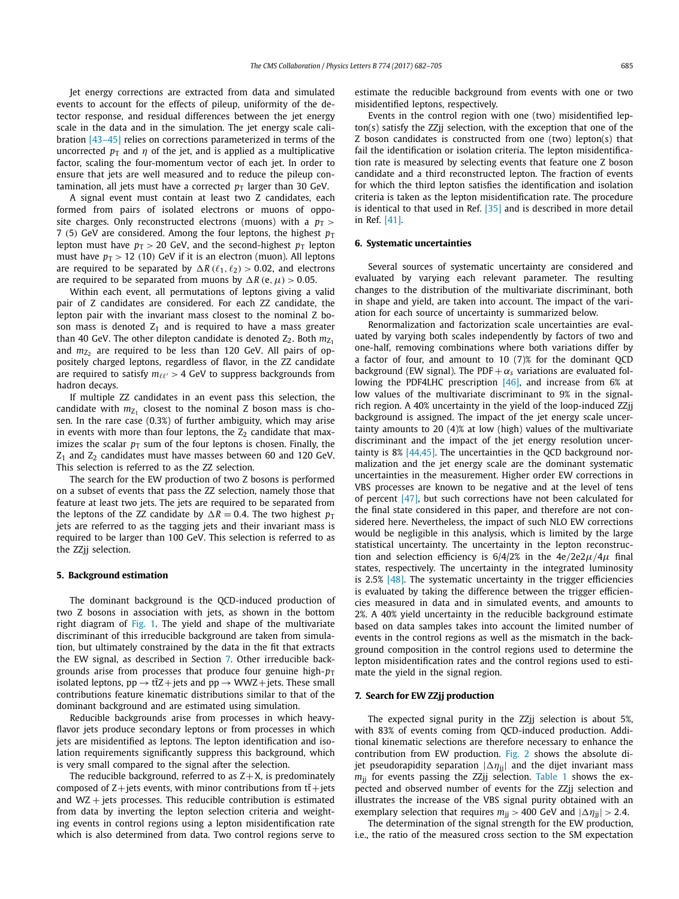Jet energy corrections are extracted from data and simulated events to account for the effects of pileup, uniformity of the detector response, and residual differences between the jet energy scale in the data and in the simulation. The jet energy scale calibration [43–45] relies on corrections parameterized in terms of the uncorrected $p_T$ and $\eta$ of the jet, and is applied as a multiplicative factor, scaling the four-momentum vector of each jet. In order to ensure that jets are well measured and to reduce the pileup contamination, all jets must have a corrected $p_T$ larger than 30 GeV.

A signal event must contain at least two Z candidates, each formed from pairs of isolated electrons or muons of opposite charges. Only reconstructed electrons (muons) with a $p_T > 7$ (5) GeV are considered. Among the four leptons, the highest $p_T$ lepton must have $p_T > 20$ GeV, and the second-highest $p_T$ lepton must have $p_T > 12$ (10) GeV if it is an electron (muon). All leptons are required to be separated by $\Delta R(\ell_1, \ell_2) > 0.02$, and electrons are required to be separated from muons by $\Delta R(e, \mu) > 0.05$.

Within each event, all permutations of leptons giving a valid pair of Z candidates are considered. For each ZZ candidate, the lepton pair with the invariant mass closest to the nominal Z boson mass is denoted $Z_1$ and is required to have a mass greater than 40 GeV. The other dilepton candidate is denoted $Z_2$. Both $m_{Z_1}$ and $m_{Z_2}$ are required to be less than 120 GeV. All pairs of oppositely charged leptons, regardless of flavor, in the ZZ candidate are required to satisfy $m_{\ell\ell'} > 4$ GeV to suppress backgrounds from hadron decays.

If multiple ZZ candidates in an event pass this selection, the candidate with $m_{Z_1}$ closest to the nominal Z boson mass is chosen. In the rare case (0.3%) of further ambiguity, which may arise in events with more than four leptons, the $Z_2$ candidate that maximizes the scalar $p_T$ sum of the four leptons is chosen. Finally, the $Z_1$ and $Z_2$ candidates must have masses between 60 and 120 GeV. This selection is referred to as the ZZ selection.

The search for the EW production of two Z bosons is performed on a subset of events that pass the ZZ selection, namely those that feature at least two jets. The jets are required to be separated from the leptons of the ZZ candidate by $\Delta R = 0.4$. The two highest $p_T$ jets are referred to as the tagging jets and their invariant mass is required to be larger than 100 GeV. This selection is referred to as the ZZjj selection.

## 5. Background estimation

The dominant background is the QCD-induced production of two Z bosons in association with jets, as shown in the bottom right diagram of Fig. 1. The yield and shape of the multivariate discriminant of this irreducible background are taken from simulation, but ultimately constrained by the data in the fit that extracts the EW signal, as described in Section 7. Other irreducible backgrounds arise from processes that produce four genuine high-$p_T$ isolated leptons, $pp \rightarrow t\bar{t}Z$+jets and $pp \rightarrow WWZ$+jets. These small contributions feature kinematic distributions similar to that of the dominant background and are estimated using simulation.

Reducible backgrounds arise from processes in which heavy-flavor jets produce secondary leptons or from processes in which jets are misidentified as leptons. The lepton identification and isolation requirements significantly suppress this background, which is very small compared to the signal after the selection.

The reducible background, referred to as Z+X, is predominately composed of Z+jets events, with minor contributions from $t\bar{t}$+jets and WZ + jets processes. This reducible contribution is estimated from data by inverting the lepton selection criteria and weighting events in control regions using a lepton misidentification rate which is also determined from data. Two control regions serve to estimate the reducible background from events with one or two misidentified leptons, respectively.

Events in the control region with one (two) misidentified lepton(s) satisfy the ZZjj selection, with the exception that one of the Z boson candidates is constructed from one (two) lepton(s) that fail the identification or isolation criteria. The lepton misidentification rate is measured by selecting events that feature one Z boson candidate and a third reconstructed lepton. The fraction of events for which the third lepton satisfies the identification and isolation criteria is taken as the lepton misidentification rate. The procedure is identical to that used in Ref. [35] and is described in more detail in Ref. [41].

## 6. Systematic uncertainties

Several sources of systematic uncertainty are considered and evaluated by varying each relevant parameter. The resulting changes to the distribution of the multivariate discriminant, both in shape and yield, are taken into account. The impact of the variation for each source of uncertainty is summarized below.

Renormalization and factorization scale uncertainties are evaluated by varying both scales independently by factors of two and one-half, removing combinations where both variations differ by a factor of four, and amount to 10 (7)% for the dominant QCD background (EW signal). The PDF + $\alpha_s$ variations are evaluated following the PDF4LHC prescription [46], and increase from 6% at low values of the multivariate discriminant to 9% in the signal-rich region. A 40% uncertainty in the yield of the loop-induced ZZjj background is assigned. The impact of the jet energy scale uncertainty amounts to 20 (4)% at low (high) values of the multivariate discriminant and the impact of the jet energy resolution uncertainty is 8% [44,45]. The uncertainties in the QCD background normalization and the jet energy scale are the dominant systematic uncertainties in the measurement. Higher order EW corrections in VBS processes are known to be negative and at the level of tens of percent [47], but such corrections have not been calculated for the final state considered in this paper, and therefore are not considered here. Nevertheless, the impact of such NLO EW corrections would be negligible in this analysis, which is limited by the large statistical uncertainty. The uncertainty in the lepton reconstruction and selection efficiency is 6/4/2% in the $4e/2e2\mu/4\mu$ final states, respectively. The uncertainty in the integrated luminosity is 2.5% [48]. The systematic uncertainty in the trigger efficiencies is evaluated by taking the difference between the trigger efficiencies measured in data and in simulated events, and amounts to 2%. A 40% yield uncertainty in the reducible background estimate based on data samples takes into account the limited number of events in the control regions as well as the mismatch in the background composition in the control regions used to determine the lepton misidentification rates and the control regions used to estimate the yield in the signal region.

## 7. Search for EW ZZjj production

The expected signal purity in the ZZjj selection is about 5%, with 83% of events coming from QCD-induced production. Additional kinematic selections are therefore necessary to enhance the contribution from EW production. Fig. 2 shows the absolute dijet pseudorapidity separation $|\Delta\eta_{jj}|$ and the dijet invariant mass $m_{jj}$ for events passing the ZZjj selection. Table 1 shows the expected and observed number of events for the ZZjj selection and illustrates the increase of the VBS signal purity obtained with an exemplary selection that requires $m_{jj} > 400$ GeV and $|\Delta\eta_{jj}| > 2.4$.

The determination of the signal strength for the EW production, i.e., the ratio of the measured cross section to the SM expectation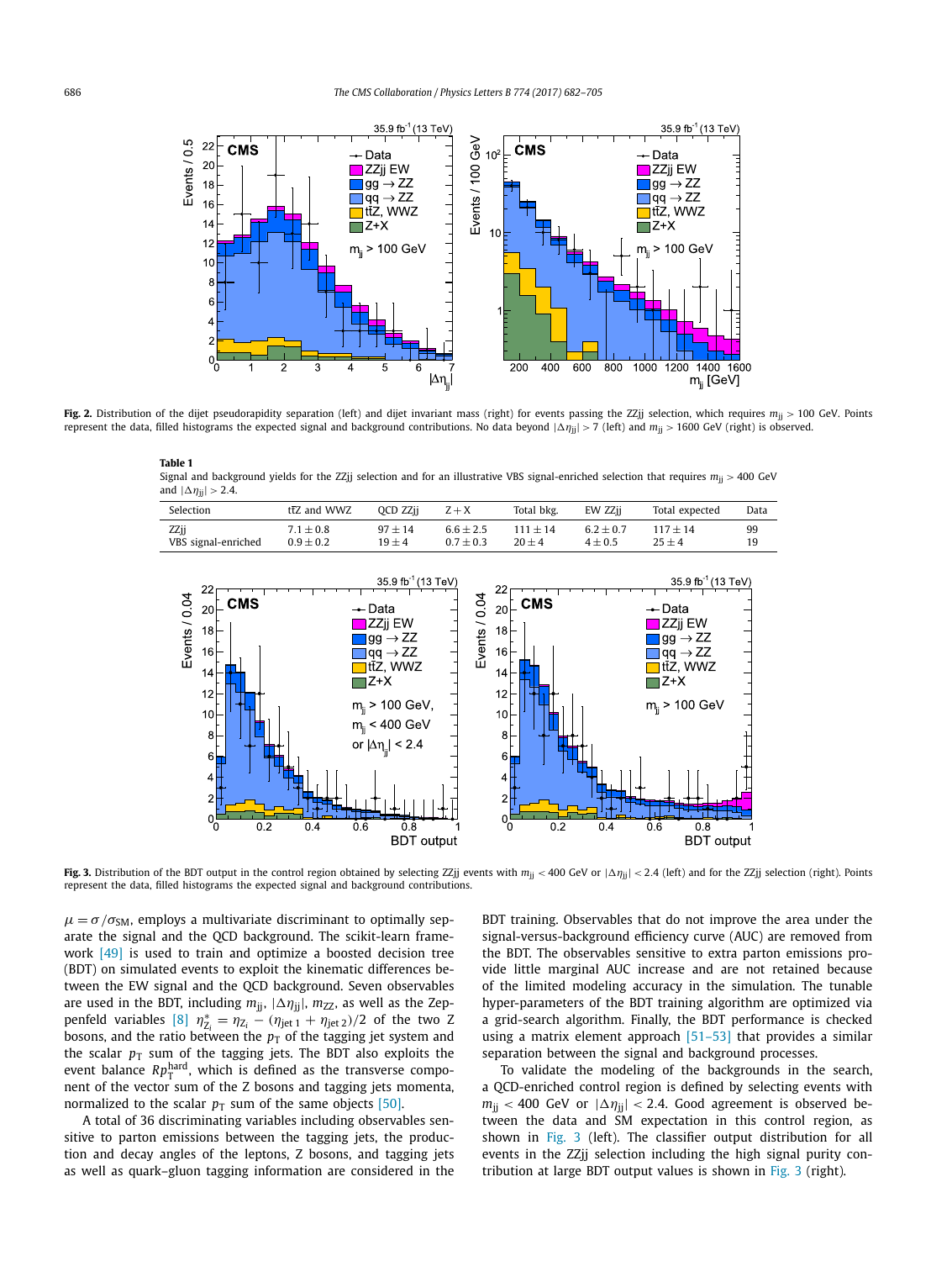**Fig. 2.** Distribution of the dijet pseudorapidity separation (left) and dijet invariant mass (right) for events passing the ZZjj selection, which requires $m_{\mathrm{jj}} > 100$ GeV. Points represent the data, filled histograms the expected signal and background contributions. No data beyond $|\Delta\eta_{\mathrm{jj}}| > 7$ (left) and $m_{\mathrm{jj}} > 1600$ GeV (right) is observed.

**Table 1**
Signal and background yields for the ZZjj selection and for an illustrative VBS signal-enriched selection that requires $m_{\mathrm{jj}} > 400$ GeV and $|\Delta\eta_{\mathrm{jj}}| > 2.4$.

| Selection | $\mathrm{t\bar{t}Z}$ and WWZ | QCD ZZjj | Z + X | Total bkg. | EW ZZjj | Total expected | Data |
|---|---|---|---|---|---|---|---|
| ZZjj | $7.1 \pm 0.8$ | $97 \pm 14$ | $6.6 \pm 2.5$ | $111 \pm 14$ | $6.2 \pm 0.7$ | $117 \pm 14$ | 99 |
| VBS signal-enriched | $0.9 \pm 0.2$ | $19 \pm 4$ | $0.7 \pm 0.3$ | $20 \pm 4$ | $4 \pm 0.5$ | $25 \pm 4$ | 19 |

**Fig. 3.** Distribution of the BDT output in the control region obtained by selecting ZZjj events with $m_{\mathrm{jj}} < 400$ GeV or $|\Delta\eta_{\mathrm{jj}}| < 2.4$ (left) and for the ZZjj selection (right). Points represent the data, filled histograms the expected signal and background contributions.

$\mu = \sigma/\sigma_{\mathrm{SM}}$, employs a multivariate discriminant to optimally separate the signal and the QCD background. The scikit-learn framework [49] is used to train and optimize a boosted decision tree (BDT) on simulated events to exploit the kinematic differences between the EW signal and the QCD background. Seven observables are used in the BDT, including $m_{\mathrm{jj}}$, $|\Delta\eta_{\mathrm{jj}}|$, $m_{\mathrm{ZZ}}$, as well as the Zeppenfeld variables [8] $\eta^*_{\mathrm{Z_i}} = \eta_{\mathrm{Z_i}} - (\eta_{\mathrm{jet\,1}} + \eta_{\mathrm{jet\,2}})/2$ of the two Z bosons, and the ratio between the $p_{\mathrm{T}}$ of the tagging jet system and the scalar $p_{\mathrm{T}}$ sum of the tagging jets. The BDT also exploits the event balance $Rp_{\mathrm{T}}^{\mathrm{hard}}$, which is defined as the transverse component of the vector sum of the Z bosons and tagging jets momenta, normalized to the scalar $p_{\mathrm{T}}$ sum of the same objects [50].

A total of 36 discriminating variables including observables sensitive to parton emissions between the tagging jets, the production and decay angles of the leptons, Z bosons, and tagging jets as well as quark–gluon tagging information are considered in the BDT training. Observables that do not improve the area under the signal-versus-background efficiency curve (AUC) are removed from the BDT. The observables sensitive to extra parton emissions provide little marginal AUC increase and are not retained because of the limited modeling accuracy in the simulation. The tunable hyper-parameters of the BDT training algorithm are optimized via a grid-search algorithm. Finally, the BDT performance is checked using a matrix element approach [51–53] that provides a similar separation between the signal and background processes.

To validate the modeling of the backgrounds in the search, a QCD-enriched control region is defined by selecting events with $m_{\mathrm{jj}} < 400$ GeV or $|\Delta\eta_{\mathrm{jj}}| < 2.4$. Good agreement is observed between the data and SM expectation in this control region, as shown in Fig. 3 (left). The classifier output distribution for all events in the ZZjj selection including the high signal purity contribution at large BDT output values is shown in Fig. 3 (right).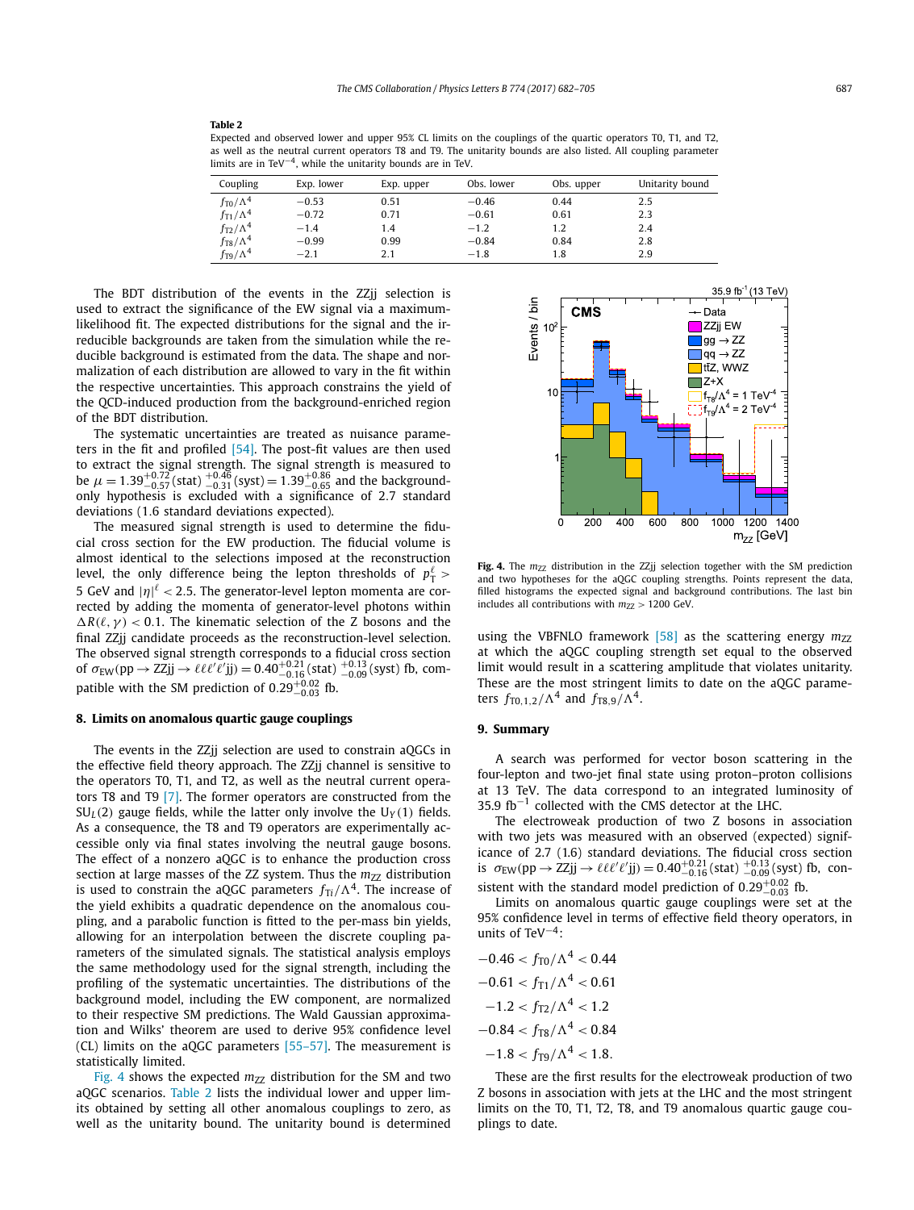**Table 2**
Expected and observed lower and upper 95% CL limits on the couplings of the quartic operators T0, T1, and T2, as well as the neutral current operators T8 and T9. The unitarity bounds are also listed. All coupling parameter limits are in $\text{TeV}^{-4}$, while the unitarity bounds are in TeV.

| Coupling | Exp. lower | Exp. upper | Obs. lower | Obs. upper | Unitarity bound |
|---|---|---|---|---|---|
| $f_{T0}/\Lambda^4$ | −0.53 | 0.51 | −0.46 | 0.44 | 2.5 |
| $f_{T1}/\Lambda^4$ | −0.72 | 0.71 | −0.61 | 0.61 | 2.3 |
| $f_{T2}/\Lambda^4$ | −1.4 | 1.4 | −1.2 | 1.2 | 2.4 |
| $f_{T8}/\Lambda^4$ | −0.99 | 0.99 | −0.84 | 0.84 | 2.8 |
| $f_{T9}/\Lambda^4$ | −2.1 | 2.1 | −1.8 | 1.8 | 2.9 |

The BDT distribution of the events in the ZZjj selection is used to extract the significance of the EW signal via a maximum-likelihood fit. The expected distributions for the signal and the irreducible backgrounds are taken from the simulation while the reducible background is estimated from the data. The shape and normalization of each distribution are allowed to vary in the fit within the respective uncertainties. This approach constrains the yield of the QCD-induced production from the background-enriched region of the BDT distribution.

The systematic uncertainties are treated as nuisance parameters in the fit and profiled [54]. The post-fit values are then used to extract the signal strength. The signal strength is measured to be $\mu = 1.39^{+0.72}_{-0.57}\,(\text{stat})\,^{+0.46}_{-0.31}\,(\text{syst}) = 1.39^{+0.86}_{-0.65}$ and the background-only hypothesis is excluded with a significance of 2.7 standard deviations (1.6 standard deviations expected).

The measured signal strength is used to determine the fiducial cross section for the EW production. The fiducial volume is almost identical to the selections imposed at the reconstruction level, the only difference being the lepton thresholds of $p_T^{\ell} >$ 5 GeV and $|\eta|^{\ell} < 2.5$. The generator-level lepton momenta are corrected by adding the momenta of generator-level photons within $\Delta R(\ell, \gamma) < 0.1$. The kinematic selection of the Z bosons and the final ZZjj candidate proceeds as the reconstruction-level selection. The observed signal strength corresponds to a fiducial cross section of $\sigma_{\text{EW}}(\text{pp} \to \text{ZZjj} \to \ell\ell\ell'\ell'\text{jj}) = 0.40^{+0.21}_{-0.16}\,(\text{stat})\,^{+0.13}_{-0.09}\,(\text{syst})$ fb, compatible with the SM prediction of $0.29^{+0.02}_{-0.03}$ fb.

## 8. Limits on anomalous quartic gauge couplings

The events in the ZZjj selection are used to constrain aQGCs in the effective field theory approach. The ZZjj channel is sensitive to the operators T0, T1, and T2, as well as the neutral current operators T8 and T9 [7]. The former operators are constructed from the $\text{SU}_L(2)$ gauge fields, while the latter only involve the $\text{U}_Y(1)$ fields. As a consequence, the T8 and T9 operators are experimentally accessible only via final states involving the neutral gauge bosons. The effect of a nonzero aQGC is to enhance the production cross section at large masses of the ZZ system. Thus the $m_{ZZ}$ distribution is used to constrain the aQGC parameters $f_{Ti}/\Lambda^4$. The increase of the yield exhibits a quadratic dependence on the anomalous coupling, and a parabolic function is fitted to the per-mass bin yields, allowing for an interpolation between the discrete coupling parameters of the simulated signals. The statistical analysis employs the same methodology used for the signal strength, including the profiling of the systematic uncertainties. The distributions of the background model, including the EW component, are normalized to their respective SM predictions. The Wald Gaussian approximation and Wilks' theorem are used to derive 95% confidence level (CL) limits on the aQGC parameters [55–57]. The measurement is statistically limited.

Fig. 4 shows the expected $m_{ZZ}$ distribution for the SM and two aQGC scenarios. Table 2 lists the individual lower and upper limits obtained by setting all other anomalous couplings to zero, as well as the unitarity bound. The unitarity bound is determined using the VBFNLO framework [58] as the scattering energy $m_{ZZ}$ at which the aQGC coupling strength set equal to the observed limit would result in a scattering amplitude that violates unitarity. These are the most stringent limits to date on the aQGC parameters $f_{T0,1,2}/\Lambda^4$ and $f_{T8,9}/\Lambda^4$.

**Fig. 4.** The $m_{ZZ}$ distribution in the ZZjj selection together with the SM prediction and two hypotheses for the aQGC coupling strengths. Points represent the data, filled histograms the expected signal and background contributions. The last bin includes all contributions with $m_{ZZ} > 1200$ GeV.

## 9. Summary

A search was performed for vector boson scattering in the four-lepton and two-jet final state using proton–proton collisions at 13 TeV. The data correspond to an integrated luminosity of 35.9 $\text{fb}^{-1}$ collected with the CMS detector at the LHC.

The electroweak production of two Z bosons in association with two jets was measured with an observed (expected) significance of 2.7 (1.6) standard deviations. The fiducial cross section is $\sigma_{\text{EW}}(\text{pp} \to \text{ZZjj} \to \ell\ell\ell'\ell'\text{jj}) = 0.40^{+0.21}_{-0.16}\,(\text{stat})\,^{+0.13}_{-0.09}\,(\text{syst})$ fb, consistent with the standard model prediction of $0.29^{+0.02}_{-0.03}$ fb.

Limits on anomalous quartic gauge couplings were set at the 95% confidence level in terms of effective field theory operators, in units of $\text{TeV}^{-4}$:

$$-0.46 < f_{T0}/\Lambda^4 < 0.44$$
$$-0.61 < f_{T1}/\Lambda^4 < 0.61$$
$$-1.2 < f_{T2}/\Lambda^4 < 1.2$$
$$-0.84 < f_{T8}/\Lambda^4 < 0.84$$
$$-1.8 < f_{T9}/\Lambda^4 < 1.8.$$

These are the first results for the electroweak production of two Z bosons in association with jets at the LHC and the most stringent limits on the T0, T1, T2, T8, and T9 anomalous quartic gauge couplings to date.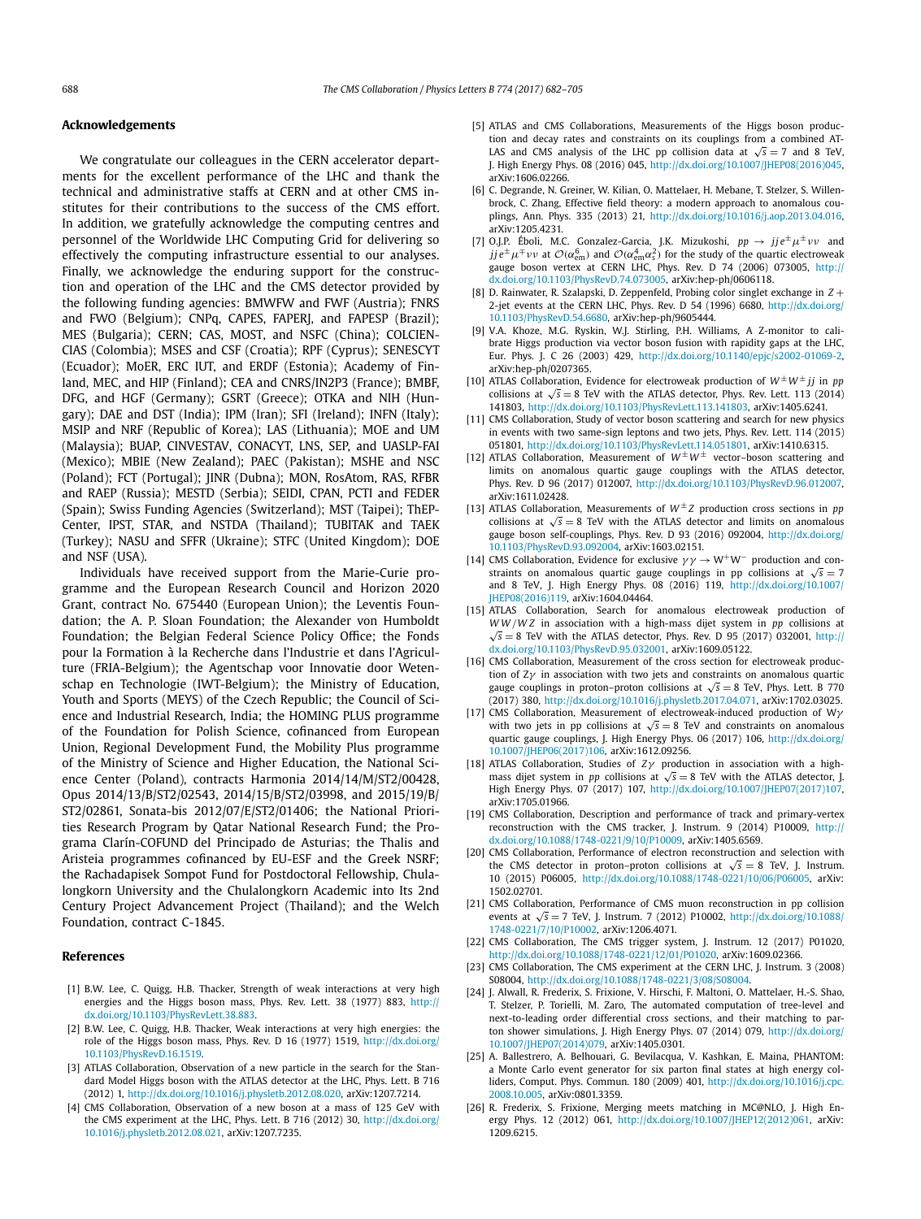## Acknowledgements

We congratulate our colleagues in the CERN accelerator departments for the excellent performance of the LHC and thank the technical and administrative staffs at CERN and at other CMS institutes for their contributions to the success of the CMS effort. In addition, we gratefully acknowledge the computing centres and personnel of the Worldwide LHC Computing Grid for delivering so effectively the computing infrastructure essential to our analyses. Finally, we acknowledge the enduring support for the construction and operation of the LHC and the CMS detector provided by the following funding agencies: BMWFW and FWF (Austria); FNRS and FWO (Belgium); CNPq, CAPES, FAPERJ, and FAPESP (Brazil); MES (Bulgaria); CERN; CAS, MOST, and NSFC (China); COLCIENCIAS (Colombia); MSES and CSF (Croatia); RPF (Cyprus); SENESCYT (Ecuador); MoER, ERC IUT, and ERDF (Estonia); Academy of Finland, MEC, and HIP (Finland); CEA and CNRS/IN2P3 (France); BMBF, DFG, and HGF (Germany); GSRT (Greece); OTKA and NIH (Hungary); DAE and DST (India); IPM (Iran); SFI (Ireland); INFN (Italy); MSIP and NRF (Republic of Korea); LAS (Lithuania); MOE and UM (Malaysia); BUAP, CINVESTAV, CONACYT, LNS, SEP, and UASLP-FAI (Mexico); MBIE (New Zealand); PAEC (Pakistan); MSHE and NSC (Poland); FCT (Portugal); JINR (Dubna); MON, RosAtom, RAS, RFBR and RAEP (Russia); MESTD (Serbia); SEIDI, CPAN, PCTI and FEDER (Spain); Swiss Funding Agencies (Switzerland); MST (Taipei); ThEPCenter, IPST, STAR, and NSTDA (Thailand); TUBITAK and TAEK (Turkey); NASU and SFFR (Ukraine); STFC (United Kingdom); DOE and NSF (USA).

Individuals have received support from the Marie-Curie programme and the European Research Council and Horizon 2020 Grant, contract No. 675440 (European Union); the Leventis Foundation; the A. P. Sloan Foundation; the Alexander von Humboldt Foundation; the Belgian Federal Science Policy Office; the Fonds pour la Formation à la Recherche dans l'Industrie et dans l'Agriculture (FRIA-Belgium); the Agentschap voor Innovatie door Wetenschap en Technologie (IWT-Belgium); the Ministry of Education, Youth and Sports (MEYS) of the Czech Republic; the Council of Science and Industrial Research, India; the HOMING PLUS programme of the Foundation for Polish Science, cofinanced from European Union, Regional Development Fund, the Mobility Plus programme of the Ministry of Science and Higher Education, the National Science Center (Poland), contracts Harmonia 2014/14/M/ST2/00428, Opus 2014/13/B/ST2/02543, 2014/15/B/ST2/03998, and 2015/19/B/ST2/02861, Sonata-bis 2012/07/E/ST2/01406; the National Priorities Research Program by Qatar National Research Fund; the Programa Clarín-COFUND del Principado de Asturias; the Thalis and Aristeia programmes cofinanced by EU-ESF and the Greek NSRF; the Rachadapisek Sompot Fund for Postdoctoral Fellowship, Chulalongkorn University and the Chulalongkorn Academic into Its 2nd Century Project Advancement Project (Thailand); and the Welch Foundation, contract C-1845.

## References

[1] B.W. Lee, C. Quigg, H.B. Thacker, Strength of weak interactions at very high energies and the Higgs boson mass, Phys. Rev. Lett. 38 (1977) 883, http://dx.doi.org/10.1103/PhysRevLett.38.883.

[2] B.W. Lee, C. Quigg, H.B. Thacker, Weak interactions at very high energies: the role of the Higgs boson mass, Phys. Rev. D 16 (1977) 1519, http://dx.doi.org/10.1103/PhysRevD.16.1519.

[3] ATLAS Collaboration, Observation of a new particle in the search for the Standard Model Higgs boson with the ATLAS detector at the LHC, Phys. Lett. B 716 (2012) 1, http://dx.doi.org/10.1016/j.physletb.2012.08.020, arXiv:1207.7214.

[4] CMS Collaboration, Observation of a new boson at a mass of 125 GeV with the CMS experiment at the LHC, Phys. Lett. B 716 (2012) 30, http://dx.doi.org/10.1016/j.physletb.2012.08.021, arXiv:1207.7235.

[5] ATLAS and CMS Collaborations, Measurements of the Higgs boson production and decay rates and constraints on its couplings from a combined ATLAS and CMS analysis of the LHC pp collision data at $\sqrt{s} = 7$ and 8 TeV, J. High Energy Phys. 08 (2016) 045, http://dx.doi.org/10.1007/JHEP08(2016)045, arXiv:1606.02266.

[6] C. Degrande, N. Greiner, W. Kilian, O. Mattelaer, H. Mebane, T. Stelzer, S. Willenbrock, C. Zhang, Effective field theory: a modern approach to anomalous couplings, Ann. Phys. 335 (2013) 21, http://dx.doi.org/10.1016/j.aop.2013.04.016, arXiv:1205.4231.

[7] O.J.P. Éboli, M.C. Gonzalez-Garcia, J.K. Mizukoshi, $pp \to jje^{\pm}\mu^{\pm}\nu\nu$ and $jje^{\pm}\mu^{\mp}\nu\nu$ at $\mathcal{O}(\alpha_{em}^6)$ and $\mathcal{O}(\alpha_{em}^4\alpha_s^2)$ for the study of the quartic electroweak gauge boson vertex at CERN LHC, Phys. Rev. D 74 (2006) 073005, http://dx.doi.org/10.1103/PhysRevD.74.073005, arXiv:hep-ph/0606118.

[8] D. Rainwater, R. Szalapski, D. Zeppenfeld, Probing color singlet exchange in $Z+$ 2-jet events at the CERN LHC, Phys. Rev. D 54 (1996) 6680, http://dx.doi.org/10.1103/PhysRevD.54.6680, arXiv:hep-ph/9605444.

[9] V.A. Khoze, M.G. Ryskin, W.J. Stirling, P.H. Williams, A Z-monitor to calibrate Higgs production via vector boson fusion with rapidity gaps at the LHC, Eur. Phys. J. C 26 (2003) 429, http://dx.doi.org/10.1140/epjc/s2002-01069-2, arXiv:hep-ph/0207365.

[10] ATLAS Collaboration, Evidence for electroweak production of $W^{\pm}W^{\pm}jj$ in $pp$ collisions at $\sqrt{s} = 8$ TeV with the ATLAS detector, Phys. Rev. Lett. 113 (2014) 141803, http://dx.doi.org/10.1103/PhysRevLett.113.141803, arXiv:1405.6241.

[11] CMS Collaboration, Study of vector boson scattering and search for new physics in events with two same-sign leptons and two jets, Phys. Rev. Lett. 114 (2015) 051801, http://dx.doi.org/10.1103/PhysRevLett.114.051801, arXiv:1410.6315.

[12] ATLAS Collaboration, Measurement of $W^{\pm}W^{\pm}$ vector–boson scattering and limits on anomalous quartic gauge couplings with the ATLAS detector, Phys. Rev. D 96 (2017) 012007, http://dx.doi.org/10.1103/PhysRevD.96.012007, arXiv:1611.02428.

[13] ATLAS Collaboration, Measurements of $W^{\pm}Z$ production cross sections in $pp$ collisions at $\sqrt{s} = 8$ TeV with the ATLAS detector and limits on anomalous gauge boson self-couplings, Phys. Rev. D 93 (2016) 092004, http://dx.doi.org/10.1103/PhysRevD.93.092004, arXiv:1603.02151.

[14] CMS Collaboration, Evidence for exclusive $\gamma\gamma \to W^+W^-$ production and constraints on anomalous quartic gauge couplings in pp collisions at $\sqrt{s} = 7$ and 8 TeV, J. High Energy Phys. 08 (2016) 119, http://dx.doi.org/10.1007/JHEP08(2016)119, arXiv:1604.04464.

[15] ATLAS Collaboration, Search for anomalous electroweak production of $WW/WZ$ in association with a high-mass dijet system in $pp$ collisions at $\sqrt{s} = 8$ TeV with the ATLAS detector, Phys. Rev. D 95 (2017) 032001, http://dx.doi.org/10.1103/PhysRevD.95.032001, arXiv:1609.05122.

[16] CMS Collaboration, Measurement of the cross section for electroweak production of $Z\gamma$ in association with two jets and constraints on anomalous quartic gauge couplings in proton–proton collisions at $\sqrt{s} = 8$ TeV, Phys. Lett. B 770 (2017) 380, http://dx.doi.org/10.1016/j.physletb.2017.04.071, arXiv:1702.03025.

[17] CMS Collaboration, Measurement of electroweak-induced production of $W\gamma$ with two jets in pp collisions at $\sqrt{s} = 8$ TeV and constraints on anomalous quartic gauge couplings, J. High Energy Phys. 06 (2017) 106, http://dx.doi.org/10.1007/JHEP06(2017)106, arXiv:1612.09256.

[18] ATLAS Collaboration, Studies of $Z\gamma$ production in association with a high-mass dijet system in $pp$ collisions at $\sqrt{s} = 8$ TeV with the ATLAS detector, J. High Energy Phys. 07 (2017) 107, http://dx.doi.org/10.1007/JHEP07(2017)107, arXiv:1705.01966.

[19] CMS Collaboration, Description and performance of track and primary-vertex reconstruction with the CMS tracker, J. Instrum. 9 (2014) P10009, http://dx.doi.org/10.1088/1748-0221/9/10/P10009, arXiv:1405.6569.

[20] CMS Collaboration, Performance of electron reconstruction and selection with the CMS detector in proton–proton collisions at $\sqrt{s} = 8$ TeV, J. Instrum. 10 (2015) P06005, http://dx.doi.org/10.1088/1748-0221/10/06/P06005, arXiv:1502.02701.

[21] CMS Collaboration, Performance of CMS muon reconstruction in pp collision events at $\sqrt{s} = 7$ TeV, J. Instrum. 7 (2012) P10002, http://dx.doi.org/10.1088/1748-0221/7/10/P10002, arXiv:1206.4071.

[22] CMS Collaboration, The CMS trigger system, J. Instrum. 12 (2017) P01020, http://dx.doi.org/10.1088/1748-0221/12/01/P01020, arXiv:1609.02366.

[23] CMS Collaboration, The CMS experiment at the CERN LHC, J. Instrum. 3 (2008) S08004, http://dx.doi.org/10.1088/1748-0221/3/08/S08004.

[24] J. Alwall, R. Frederix, S. Frixione, V. Hirschi, F. Maltoni, O. Mattelaer, H.-S. Shao, T. Stelzer, P. Torielli, M. Zaro, The automated computation of tree-level and next-to-leading order differential cross sections, and their matching to parton shower simulations, J. High Energy Phys. 07 (2014) 079, http://dx.doi.org/10.1007/JHEP07(2014)079, arXiv:1405.0301.

[25] A. Ballestrero, A. Belhouari, G. Bevilacqua, V. Kashkan, E. Maina, PHANTOM: a Monte Carlo event generator for six parton final states at high energy colliders, Comput. Phys. Commun. 180 (2009) 401, http://dx.doi.org/10.1016/j.cpc.2008.10.005, arXiv:0801.3359.

[26] R. Frederix, S. Frixione, Merging meets matching in MC@NLO, J. High Energy Phys. 12 (2012) 061, http://dx.doi.org/10.1007/JHEP12(2012)061, arXiv:1209.6215.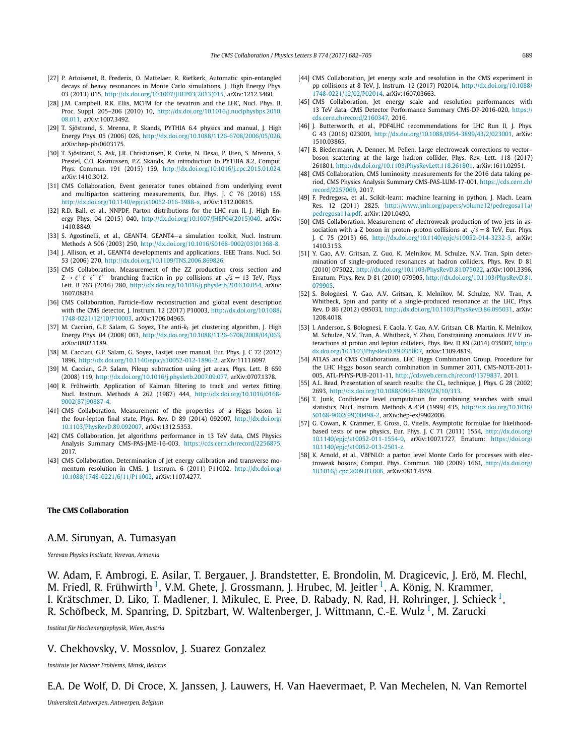[27] P. Artoisenet, R. Frederix, O. Mattelaer, R. Rietkerk, Automatic spin-entangled decays of heavy resonances in Monte Carlo simulations, J. High Energy Phys. 03 (2013) 015, http://dx.doi.org/10.1007/JHEP03(2013)015, arXiv:1212.3460.

[28] J.M. Campbell, R.K. Ellis, MCFM for the tevatron and the LHC, Nucl. Phys. B, Proc. Suppl. 205–206 (2010) 10, http://dx.doi.org/10.1016/j.nuclphysbps.2010.08.011, arXiv:1007.3492.

[29] T. Sjöstrand, S. Mrenna, P. Skands, PYTHIA 6.4 physics and manual, J. High Energy Phys. 05 (2006) 026, http://dx.doi.org/10.1088/1126-6708/2006/05/026, arXiv:hep-ph/0603175.

[30] T. Sjöstrand, S. Ask, J.R. Christiansen, R. Corke, N. Desai, P. Ilten, S. Mrenna, S. Prestel, C.O. Rasmussen, P.Z. Skands, An introduction to PYTHIA 8.2, Comput. Phys. Commun. 191 (2015) 159, http://dx.doi.org/10.1016/j.cpc.2015.01.024, arXiv:1410.3012.

[31] CMS Collaboration, Event generator tunes obtained from underlying event and multiparton scattering measurements, Eur. Phys. J. C 76 (2016) 155, http://dx.doi.org/10.1140/epjc/s10052-016-3988-x, arXiv:1512.00815.

[32] R.D. Ball, et al., NNPDF, Parton distributions for the LHC run II, J. High Energy Phys. 04 (2015) 040, http://dx.doi.org/10.1007/JHEP04(2015)040, arXiv:1410.8849.

[33] S. Agostinelli, et al., GEANT4, GEANT4—a simulation toolkit, Nucl. Instrum. Methods A 506 (2003) 250, http://dx.doi.org/10.1016/S0168-9002(03)01368-8.

[34] J. Allison, et al., GEANT4 developments and applications, IEEE Trans. Nucl. Sci. 53 (2006) 270, http://dx.doi.org/10.1109/TNS.2006.869826.

[35] CMS Collaboration, Measurement of the ZZ production cross section and $Z \to \ell^+\ell^-\ell'^+\ell'^-$ branching fraction in pp collisions at $\sqrt{s} = 13$ TeV, Phys. Lett. B 763 (2016) 280, http://dx.doi.org/10.1016/j.physletb.2016.10.054, arXiv:1607.08834.

[36] CMS Collaboration, Particle-flow reconstruction and global event description with the CMS detector, J. Instrum. 12 (2017) P10003, http://dx.doi.org/10.1088/1748-0221/12/10/P10003, arXiv:1706.04965.

[37] M. Cacciari, G.P. Salam, G. Soyez, The anti-$k_t$ jet clustering algorithm, J. High Energy Phys. 04 (2008) 063, http://dx.doi.org/10.1088/1126-6708/2008/04/063, arXiv:0802.1189.

[38] M. Cacciari, G.P. Salam, G. Soyez, FastJet user manual, Eur. Phys. J. C 72 (2012) 1896, http://dx.doi.org/10.1140/epjc/s10052-012-1896-2, arXiv:1111.6097.

[39] M. Cacciari, G.P. Salam, Pileup subtraction using jet areas, Phys. Lett. B 659 (2008) 119, http://dx.doi.org/10.1016/j.physletb.2007.09.077, arXiv:0707.1378.

[40] R. Frühwirth, Application of Kalman filtering to track and vertex fitting, Nucl. Instrum. Methods A 262 (1987) 444, http://dx.doi.org/10.1016/0168-9002(87)90887-4.

[41] CMS Collaboration, Measurement of the properties of a Higgs boson in the four-lepton final state, Phys. Rev. D 89 (2014) 092007, http://dx.doi.org/10.1103/PhysRevD.89.092007, arXiv:1312.5353.

[42] CMS Collaboration, Jet algorithms performance in 13 TeV data, CMS Physics Analysis Summary CMS-PAS-JME-16-003, https://cds.cern.ch/record/2256875, 2017.

[43] CMS Collaboration, Determination of jet energy calibration and transverse momentum resolution in CMS, J. Instrum. 6 (2011) P11002, http://dx.doi.org/10.1088/1748-0221/6/11/P11002, arXiv:1107.4277.

[44] CMS Collaboration, Jet energy scale and resolution in the CMS experiment in pp collisions at 8 TeV, J. Instrum. 12 (2017) P02014, http://dx.doi.org/10.1088/1748-0221/12/02/P02014, arXiv:1607.03663.

[45] CMS Collaboration, Jet energy scale and resolution performances with 13 TeV data, CMS Detector Performance Summary CMS-DP-2016-020, https://cds.cern.ch/record/2160347, 2016.

[46] J. Butterworth, et al., PDF4LHC recommendations for LHC Run II, J. Phys. G 43 (2016) 023001, http://dx.doi.org/10.1088/0954-3899/43/2/023001, arXiv:1510.03865.

[47] B. Biedermann, A. Denner, M. Pellen, Large electroweak corrections to vector–boson scattering at the large hadron collider, Phys. Rev. Lett. 118 (2017) 261801, http://dx.doi.org/10.1103/PhysRevLett.118.261801, arXiv:1611.02951.

[48] CMS Collaboration, CMS luminosity measurements for the 2016 data taking period, CMS Physics Analysis Summary CMS-PAS-LUM-17-001, https://cds.cern.ch/record/2257069, 2017.

[49] F. Pedregosa, et al., Scikit-learn: machine learning in python, J. Mach. Learn. Res. 12 (2011) 2825, http://www.jmlr.org/papers/volume12/pedregosa11a/pedregosa11a.pdf, arXiv:1201.0490.

[50] CMS Collaboration, Measurement of electroweak production of two jets in association with a Z boson in proton–proton collisions at $\sqrt{s} = 8$ TeV, Eur. Phys. J. C 75 (2015) 66, http://dx.doi.org/10.1140/epjc/s10052-014-3232-5, arXiv:1410.3153.

[51] Y. Gao, A.V. Gritsan, Z. Guo, K. Melnikov, M. Schulze, N.V. Tran, Spin determination of single-produced resonances at hadron colliders, Phys. Rev. D 81 (2010) 075022, http://dx.doi.org/10.1103/PhysRevD.81.075022, arXiv:1001.3396, Erratum: Phys. Rev. D 81 (2010) 079905, http://dx.doi.org/10.1103/PhysRevD.81.079905.

[52] S. Bolognesi, Y. Gao, A.V. Gritsan, K. Melnikov, M. Schulze, N.V. Tran, A. Whitbeck, Spin and parity of a single-produced resonance at the LHC, Phys. Rev. D 86 (2012) 095031, http://dx.doi.org/10.1103/PhysRevD.86.095031, arXiv:1208.4018.

[53] I. Anderson, S. Bolognesi, F. Caola, Y. Gao, A.V. Gritsan, C.B. Martin, K. Melnikov, M. Schulze, N.V. Tran, A. Whitbeck, Y. Zhou, Constraining anomalous $HVV$ interactions at proton and lepton colliders, Phys. Rev. D 89 (2014) 035007, http://dx.doi.org/10.1103/PhysRevD.89.035007, arXiv:1309.4819.

[54] ATLAS and CMS Collaborations, LHC Higgs Combination Group, Procedure for the LHC Higgs boson search combination in Summer 2011, CMS-NOTE-2011-005, ATL-PHYS-PUB-2011-11, http://cdsweb.cern.ch/record/1379837, 2011.

[55] A.L. Read, Presentation of search results: the $CL_s$ technique, J. Phys. G 28 (2002) 2693, http://dx.doi.org/10.1088/0954-3899/28/10/313.

[56] T. Junk, Confidence level computation for combining searches with small statistics, Nucl. Instrum. Methods A 434 (1999) 435, http://dx.doi.org/10.1016/S0168-9002(99)00498-2, arXiv:hep-ex/9902006.

[57] G. Cowan, K. Cranmer, E. Gross, O. Vitells, Asymptotic formulae for likelihood-based tests of new physics, Eur. Phys. J. C 71 (2011) 1554, http://dx.doi.org/10.1140/epjc/s10052-011-1554-0, arXiv:1007.1727, Erratum: https://doi.org/10.1140/epjc/s10052-013-2501-z.

[58] K. Arnold, et al., VBFNLO: a parton level Monte Carlo for processes with electroweak bosons, Comput. Phys. Commun. 180 (2009) 1661, http://dx.doi.org/10.1016/j.cpc.2009.03.006, arXiv:0811.4559.

## The CMS Collaboration

A.M. Sirunyan, A. Tumasyan

*Yerevan Physics Institute, Yerevan, Armenia*

W. Adam, F. Ambrogi, E. Asilar, T. Bergauer, J. Brandstetter, E. Brondolin, M. Dragicevic, J. Erö, M. Flechl, M. Friedl, R. Frühwirth [1], V.M. Ghete, J. Grossmann, J. Hrubec, M. Jeitler [1], A. König, N. Krammer, I. Krätschmer, D. Liko, T. Madlener, I. Mikulec, E. Pree, D. Rabady, N. Rad, H. Rohringer, J. Schieck [1], R. Schöfbeck, M. Spanring, D. Spitzbart, W. Waltenberger, J. Wittmann, C.-E. Wulz [1], M. Zarucki

*Institut für Hochenergiephysik, Wien, Austria*

V. Chekhovsky, V. Mossolov, J. Suarez Gonzalez

*Institute for Nuclear Problems, Minsk, Belarus*

E.A. De Wolf, D. Di Croce, X. Janssen, J. Lauwers, H. Van Haevermaet, P. Van Mechelen, N. Van Remortel

*Universiteit Antwerpen, Antwerpen, Belgium*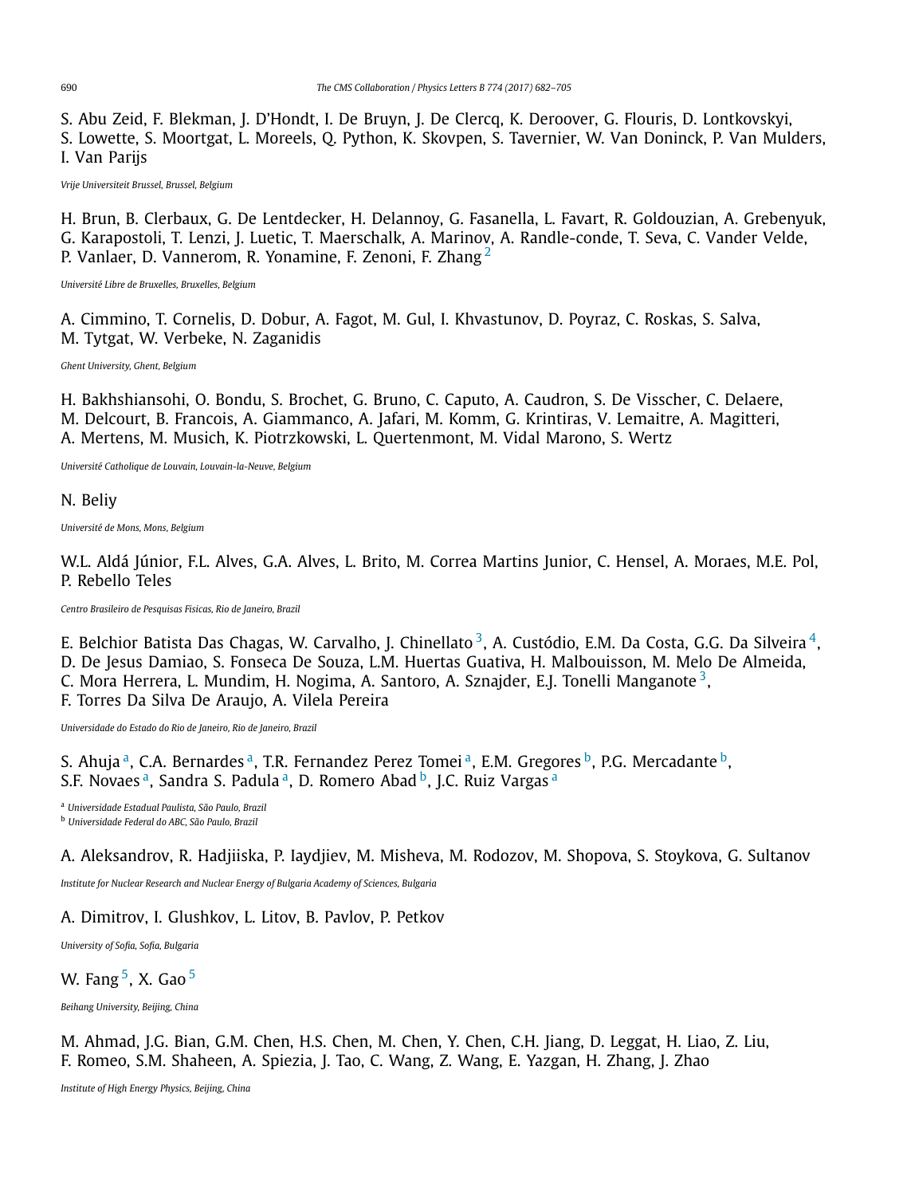S. Abu Zeid, F. Blekman, J. D'Hondt, I. De Bruyn, J. De Clercq, K. Deroover, G. Flouris, D. Lontkovskyi, S. Lowette, S. Moortgat, L. Moreels, Q. Python, K. Skovpen, S. Tavernier, W. Van Doninck, P. Van Mulders, I. Van Parijs

*Vrije Universiteit Brussel, Brussel, Belgium*

H. Brun, B. Clerbaux, G. De Lentdecker, H. Delannoy, G. Fasanella, L. Favart, R. Goldouzian, A. Grebenyuk, G. Karapostoli, T. Lenzi, J. Luetic, T. Maerschalk, A. Marinov, A. Randle-conde, T. Seva, C. Vander Velde, P. Vanlaer, D. Vannerom, R. Yonamine, F. Zenoni, F. Zhang [2]

*Université Libre de Bruxelles, Bruxelles, Belgium*

A. Cimmino, T. Cornelis, D. Dobur, A. Fagot, M. Gul, I. Khvastunov, D. Poyraz, C. Roskas, S. Salva, M. Tytgat, W. Verbeke, N. Zaganidis

*Ghent University, Ghent, Belgium*

H. Bakhshiansohi, O. Bondu, S. Brochet, G. Bruno, C. Caputo, A. Caudron, S. De Visscher, C. Delaere, M. Delcourt, B. Francois, A. Giammanco, A. Jafari, M. Komm, G. Krintiras, V. Lemaitre, A. Magitteri, A. Mertens, M. Musich, K. Piotrzkowski, L. Quertenmont, M. Vidal Marono, S. Wertz

*Université Catholique de Louvain, Louvain-la-Neuve, Belgium*

N. Beliy

*Université de Mons, Mons, Belgium*

W.L. Aldá Júnior, F.L. Alves, G.A. Alves, L. Brito, M. Correa Martins Junior, C. Hensel, A. Moraes, M.E. Pol, P. Rebello Teles

*Centro Brasileiro de Pesquisas Fisicas, Rio de Janeiro, Brazil*

E. Belchior Batista Das Chagas, W. Carvalho, J. Chinellato [3], A. Custódio, E.M. Da Costa, G.G. Da Silveira [4], D. De Jesus Damiao, S. Fonseca De Souza, L.M. Huertas Guativa, H. Malbouisson, M. Melo De Almeida, C. Mora Herrera, L. Mundim, H. Nogima, A. Santoro, A. Sznajder, E.J. Tonelli Manganote [3], F. Torres Da Silva De Araujo, A. Vilela Pereira

*Universidade do Estado do Rio de Janeiro, Rio de Janeiro, Brazil*

S. Ahuja [a], C.A. Bernardes [a], T.R. Fernandez Perez Tomei [a], E.M. Gregores [b], P.G. Mercadante [b], S.F. Novaes [a], Sandra S. Padula [a], D. Romero Abad [b], J.C. Ruiz Vargas [a]

[a] *Universidade Estadual Paulista, São Paulo, Brazil*
[b] *Universidade Federal do ABC, São Paulo, Brazil*

A. Aleksandrov, R. Hadjiiska, P. Iaydjiev, M. Misheva, M. Rodozov, M. Shopova, S. Stoykova, G. Sultanov

*Institute for Nuclear Research and Nuclear Energy of Bulgaria Academy of Sciences, Bulgaria*

A. Dimitrov, I. Glushkov, L. Litov, B. Pavlov, P. Petkov

*University of Sofia, Sofia, Bulgaria*

W. Fang [5], X. Gao [5]

*Beihang University, Beijing, China*

M. Ahmad, J.G. Bian, G.M. Chen, H.S. Chen, M. Chen, Y. Chen, C.H. Jiang, D. Leggat, H. Liao, Z. Liu, F. Romeo, S.M. Shaheen, A. Spiezia, J. Tao, C. Wang, Z. Wang, E. Yazgan, H. Zhang, J. Zhao

*Institute of High Energy Physics, Beijing, China*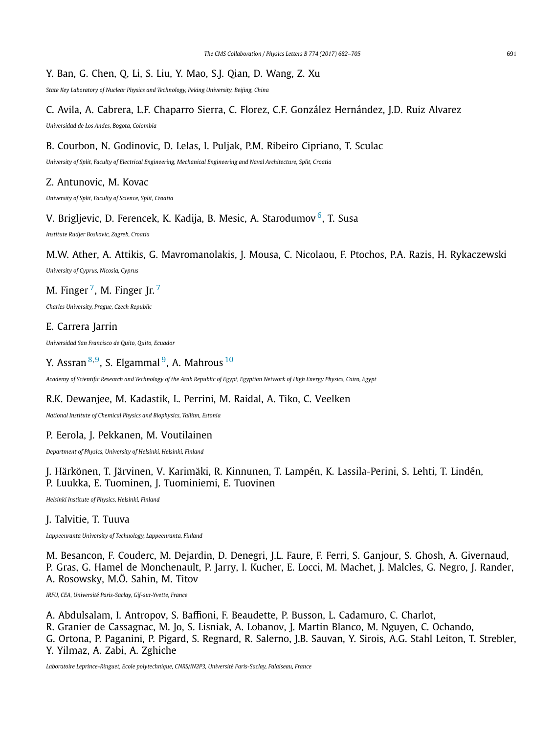Y. Ban, G. Chen, Q. Li, S. Liu, Y. Mao, S.J. Qian, D. Wang, Z. Xu

*State Key Laboratory of Nuclear Physics and Technology, Peking University, Beijing, China*

C. Avila, A. Cabrera, L.F. Chaparro Sierra, C. Florez, C.F. González Hernández, J.D. Ruiz Alvarez

*Universidad de Los Andes, Bogota, Colombia*

B. Courbon, N. Godinovic, D. Lelas, I. Puljak, P.M. Ribeiro Cipriano, T. Sculac

*University of Split, Faculty of Electrical Engineering, Mechanical Engineering and Naval Architecture, Split, Croatia*

Z. Antunovic, M. Kovac

*University of Split, Faculty of Science, Split, Croatia*

V. Brigljevic, D. Ferencek, K. Kadija, B. Mesic, A. Starodumov [6], T. Susa

*Institute Rudjer Boskovic, Zagreb, Croatia*

M.W. Ather, A. Attikis, G. Mavromanolakis, J. Mousa, C. Nicolaou, F. Ptochos, P.A. Razis, H. Rykaczewski

*University of Cyprus, Nicosia, Cyprus*

M. Finger [7], M. Finger Jr. [7]

*Charles University, Prague, Czech Republic*

E. Carrera Jarrin

*Universidad San Francisco de Quito, Quito, Ecuador*

Y. Assran [8,9], S. Elgammal [9], A. Mahrous [10]

*Academy of Scientific Research and Technology of the Arab Republic of Egypt, Egyptian Network of High Energy Physics, Cairo, Egypt*

R.K. Dewanjee, M. Kadastik, L. Perrini, M. Raidal, A. Tiko, C. Veelken

*National Institute of Chemical Physics and Biophysics, Tallinn, Estonia*

P. Eerola, J. Pekkanen, M. Voutilainen

*Department of Physics, University of Helsinki, Helsinki, Finland*

J. Härkönen, T. Järvinen, V. Karimäki, R. Kinnunen, T. Lampén, K. Lassila-Perini, S. Lehti, T. Lindén, P. Luukka, E. Tuominen, J. Tuominiemi, E. Tuovinen

*Helsinki Institute of Physics, Helsinki, Finland*

J. Talvitie, T. Tuuva

*Lappeenranta University of Technology, Lappeenranta, Finland*

M. Besancon, F. Couderc, M. Dejardin, D. Denegri, J.L. Faure, F. Ferri, S. Ganjour, S. Ghosh, A. Givernaud, P. Gras, G. Hamel de Monchenault, P. Jarry, I. Kucher, E. Locci, M. Machet, J. Malcles, G. Negro, J. Rander, A. Rosowsky, M.Ö. Sahin, M. Titov

*IRFU, CEA, Université Paris-Saclay, Gif-sur-Yvette, France*

A. Abdulsalam, I. Antropov, S. Baffioni, F. Beaudette, P. Busson, L. Cadamuro, C. Charlot, R. Granier de Cassagnac, M. Jo, S. Lisniak, A. Lobanov, J. Martin Blanco, M. Nguyen, C. Ochando, G. Ortona, P. Paganini, P. Pigard, S. Regnard, R. Salerno, J.B. Sauvan, Y. Sirois, A.G. Stahl Leiton, T. Strebler, Y. Yilmaz, A. Zabi, A. Zghiche

*Laboratoire Leprince-Ringuet, Ecole polytechnique, CNRS/IN2P3, Université Paris-Saclay, Palaiseau, France*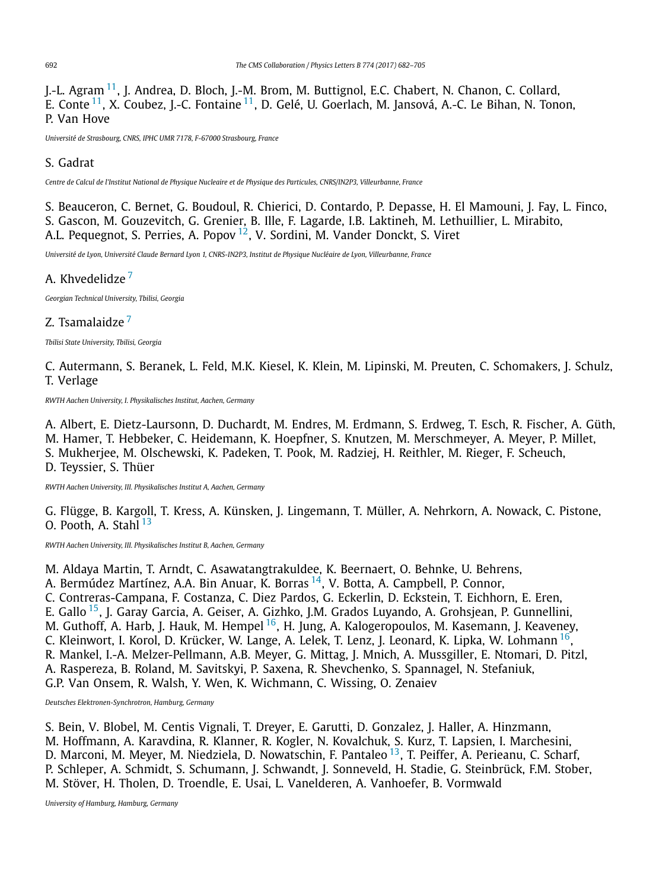J.-L. Agram [11], J. Andrea, D. Bloch, J.-M. Brom, M. Buttignol, E.C. Chabert, N. Chanon, C. Collard, E. Conte [11], X. Coubez, J.-C. Fontaine [11], D. Gelé, U. Goerlach, M. Jansová, A.-C. Le Bihan, N. Tonon, P. Van Hove

*Université de Strasbourg, CNRS, IPHC UMR 7178, F-67000 Strasbourg, France*

S. Gadrat

*Centre de Calcul de l'Institut National de Physique Nucleaire et de Physique des Particules, CNRS/IN2P3, Villeurbanne, France*

S. Beauceron, C. Bernet, G. Boudoul, R. Chierici, D. Contardo, P. Depasse, H. El Mamouni, J. Fay, L. Finco, S. Gascon, M. Gouzevitch, G. Grenier, B. Ille, F. Lagarde, I.B. Laktineh, M. Lethuillier, L. Mirabito, A.L. Pequegnot, S. Perries, A. Popov [12], V. Sordini, M. Vander Donckt, S. Viret

*Université de Lyon, Université Claude Bernard Lyon 1, CNRS-IN2P3, Institut de Physique Nucléaire de Lyon, Villeurbanne, France*

A. Khvedelidze [7]

*Georgian Technical University, Tbilisi, Georgia*

Z. Tsamalaidze [7]

*Tbilisi State University, Tbilisi, Georgia*

C. Autermann, S. Beranek, L. Feld, M.K. Kiesel, K. Klein, M. Lipinski, M. Preuten, C. Schomakers, J. Schulz, T. Verlage

*RWTH Aachen University, I. Physikalisches Institut, Aachen, Germany*

A. Albert, E. Dietz-Laursonn, D. Duchardt, M. Endres, M. Erdmann, S. Erdweg, T. Esch, R. Fischer, A. Güth, M. Hamer, T. Hebbeker, C. Heidemann, K. Hoepfner, S. Knutzen, M. Merschmeyer, A. Meyer, P. Millet, S. Mukherjee, M. Olschewski, K. Padeken, T. Pook, M. Radziej, H. Reithler, M. Rieger, F. Scheuch, D. Teyssier, S. Thüer

*RWTH Aachen University, III. Physikalisches Institut A, Aachen, Germany*

G. Flügge, B. Kargoll, T. Kress, A. Künsken, J. Lingemann, T. Müller, A. Nehrkorn, A. Nowack, C. Pistone, O. Pooth, A. Stahl [13]

*RWTH Aachen University, III. Physikalisches Institut B, Aachen, Germany*

M. Aldaya Martin, T. Arndt, C. Asawatangtrakuldee, K. Beernaert, O. Behnke, U. Behrens, A. Bermúdez Martínez, A.A. Bin Anuar, K. Borras [14], V. Botta, A. Campbell, P. Connor, C. Contreras-Campana, F. Costanza, C. Diez Pardos, G. Eckerlin, D. Eckstein, T. Eichhorn, E. Eren, E. Gallo [15], J. Garay Garcia, A. Geiser, A. Gizhko, J.M. Grados Luyando, A. Grohsjean, P. Gunnellini, M. Guthoff, A. Harb, J. Hauk, M. Hempel [16], H. Jung, A. Kalogeropoulos, M. Kasemann, J. Keaveney, C. Kleinwort, I. Korol, D. Krücker, W. Lange, A. Lelek, T. Lenz, J. Leonard, K. Lipka, W. Lohmann [16], R. Mankel, I.-A. Melzer-Pellmann, A.B. Meyer, G. Mittag, J. Mnich, A. Mussgiller, E. Ntomari, D. Pitzl, A. Raspereza, B. Roland, M. Savitskyi, P. Saxena, R. Shevchenko, S. Spannagel, N. Stefaniuk, G.P. Van Onsem, R. Walsh, Y. Wen, K. Wichmann, C. Wissing, O. Zenaiev

*Deutsches Elektronen-Synchrotron, Hamburg, Germany*

S. Bein, V. Blobel, M. Centis Vignali, T. Dreyer, E. Garutti, D. Gonzalez, J. Haller, A. Hinzmann, M. Hoffmann, A. Karavdina, R. Klanner, R. Kogler, N. Kovalchuk, S. Kurz, T. Lapsien, I. Marchesini, D. Marconi, M. Meyer, M. Niedziela, D. Nowatschin, F. Pantaleo [13], T. Peiffer, A. Perieanu, C. Scharf, P. Schleper, A. Schmidt, S. Schumann, J. Schwandt, J. Sonneveld, H. Stadie, G. Steinbrück, F.M. Stober, M. Stöver, H. Tholen, D. Troendle, E. Usai, L. Vanelderen, A. Vanhoefer, B. Vormwald

*University of Hamburg, Hamburg, Germany*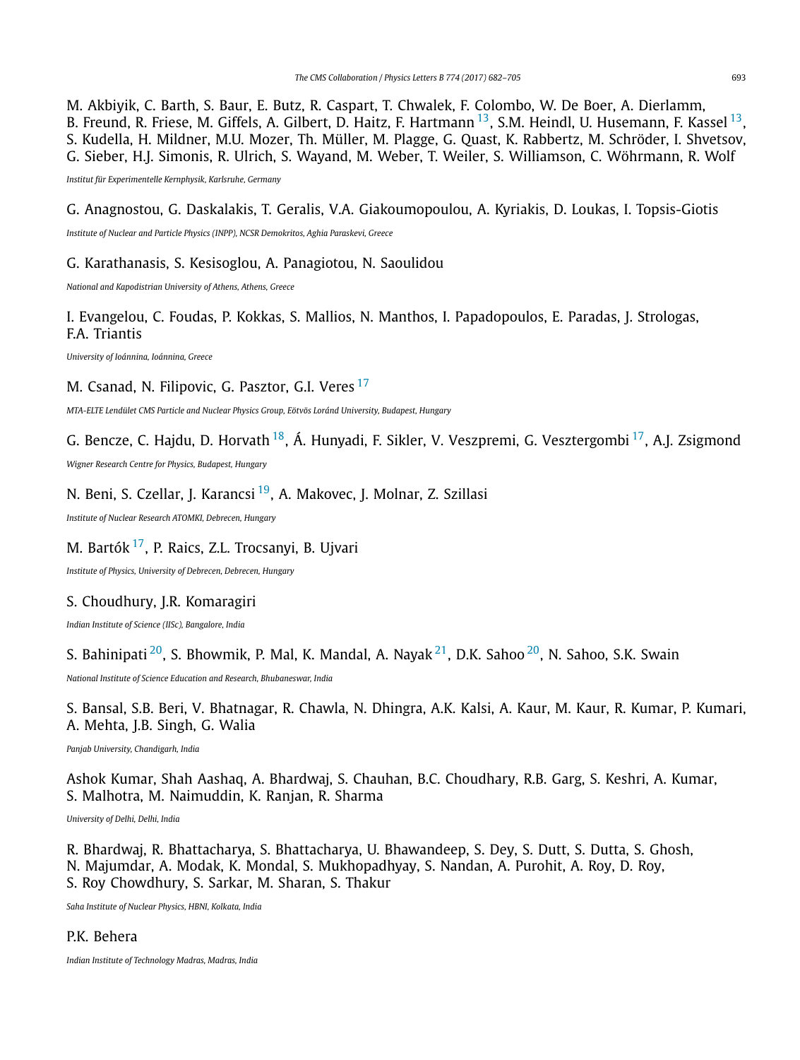M. Akbiyik, C. Barth, S. Baur, E. Butz, R. Caspart, T. Chwalek, F. Colombo, W. De Boer, A. Dierlamm, B. Freund, R. Friese, M. Giffels, A. Gilbert, D. Haitz, F. Hartmann[13], S.M. Heindl, U. Husemann, F. Kassel[13], S. Kudella, H. Mildner, M.U. Mozer, Th. Müller, M. Plagge, G. Quast, K. Rabbertz, M. Schröder, I. Shvetsov, G. Sieber, H.J. Simonis, R. Ulrich, S. Wayand, M. Weber, T. Weiler, S. Williamson, C. Wöhrmann, R. Wolf

*Institut für Experimentelle Kernphysik, Karlsruhe, Germany*

G. Anagnostou, G. Daskalakis, T. Geralis, V.A. Giakoumopoulou, A. Kyriakis, D. Loukas, I. Topsis-Giotis

*Institute of Nuclear and Particle Physics (INPP), NCSR Demokritos, Aghia Paraskevi, Greece*

G. Karathanasis, S. Kesisoglou, A. Panagiotou, N. Saoulidou

*National and Kapodistrian University of Athens, Athens, Greece*

I. Evangelou, C. Foudas, P. Kokkas, S. Mallios, N. Manthos, I. Papadopoulos, E. Paradas, J. Strologas, F.A. Triantis

*University of Ioánnina, Ioánnina, Greece*

M. Csanad, N. Filipovic, G. Pasztor, G.I. Veres[17]

*MTA-ELTE Lendület CMS Particle and Nuclear Physics Group, Eötvös Loránd University, Budapest, Hungary*

G. Bencze, C. Hajdu, D. Horvath[18], Á. Hunyadi, F. Sikler, V. Veszpremi, G. Vesztergombi[17], A.J. Zsigmond

*Wigner Research Centre for Physics, Budapest, Hungary*

N. Beni, S. Czellar, J. Karancsi[19], A. Makovec, J. Molnar, Z. Szillasi

*Institute of Nuclear Research ATOMKI, Debrecen, Hungary*

M. Bartók[17], P. Raics, Z.L. Trocsanyi, B. Ujvari

*Institute of Physics, University of Debrecen, Debrecen, Hungary*

S. Choudhury, J.R. Komaragiri

*Indian Institute of Science (IISc), Bangalore, India*

S. Bahinipati[20], S. Bhowmik, P. Mal, K. Mandal, A. Nayak[21], D.K. Sahoo[20], N. Sahoo, S.K. Swain

*National Institute of Science Education and Research, Bhubaneswar, India*

S. Bansal, S.B. Beri, V. Bhatnagar, R. Chawla, N. Dhingra, A.K. Kalsi, A. Kaur, M. Kaur, R. Kumar, P. Kumari, A. Mehta, J.B. Singh, G. Walia

*Panjab University, Chandigarh, India*

Ashok Kumar, Shah Aashaq, A. Bhardwaj, S. Chauhan, B.C. Choudhary, R.B. Garg, S. Keshri, A. Kumar, S. Malhotra, M. Naimuddin, K. Ranjan, R. Sharma

*University of Delhi, Delhi, India*

R. Bhardwaj, R. Bhattacharya, S. Bhattacharya, U. Bhawandeep, S. Dey, S. Dutt, S. Dutta, S. Ghosh, N. Majumdar, A. Modak, K. Mondal, S. Mukhopadhyay, S. Nandan, A. Purohit, A. Roy, D. Roy, S. Roy Chowdhury, S. Sarkar, M. Sharan, S. Thakur

*Saha Institute of Nuclear Physics, HBNI, Kolkata, India*

P.K. Behera

*Indian Institute of Technology Madras, Madras, India*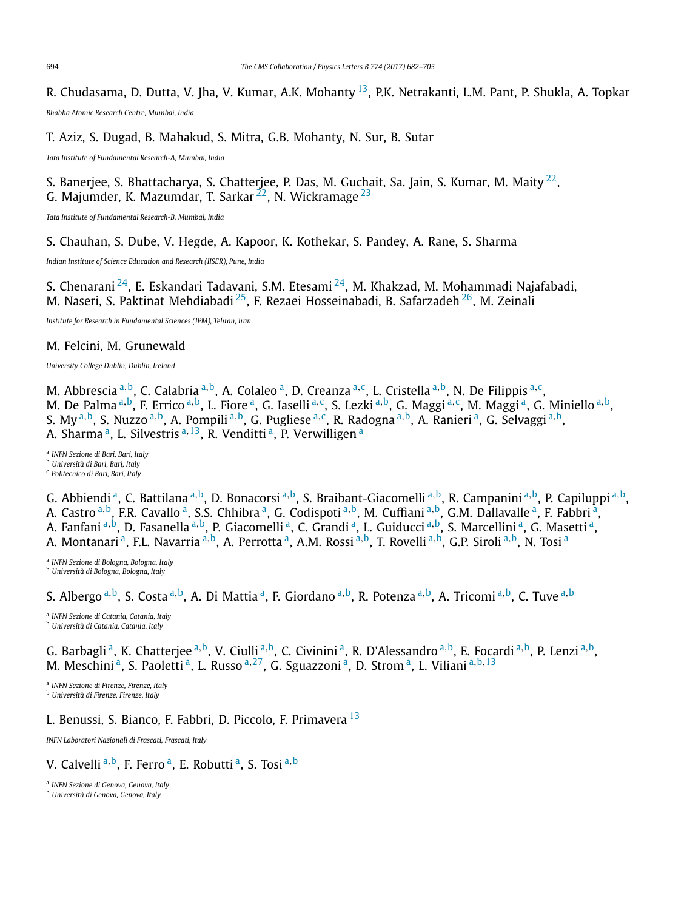R. Chudasama, D. Dutta, V. Jha, V. Kumar, A.K. Mohanty [13], P.K. Netrakanti, L.M. Pant, P. Shukla, A. Topkar

*Bhabha Atomic Research Centre, Mumbai, India*

T. Aziz, S. Dugad, B. Mahakud, S. Mitra, G.B. Mohanty, N. Sur, B. Sutar

*Tata Institute of Fundamental Research-A, Mumbai, India*

S. Banerjee, S. Bhattacharya, S. Chatterjee, P. Das, M. Guchait, Sa. Jain, S. Kumar, M. Maity [22], G. Majumder, K. Mazumdar, T. Sarkar [22], N. Wickramage [23]

*Tata Institute of Fundamental Research-B, Mumbai, India*

S. Chauhan, S. Dube, V. Hegde, A. Kapoor, K. Kothekar, S. Pandey, A. Rane, S. Sharma

*Indian Institute of Science Education and Research (IISER), Pune, India*

S. Chenarani [24], E. Eskandari Tadavani, S.M. Etesami [24], M. Khakzad, M. Mohammadi Najafabadi, M. Naseri, S. Paktinat Mehdiabadi [25], F. Rezaei Hosseinabadi, B. Safarzadeh [26], M. Zeinali

*Institute for Research in Fundamental Sciences (IPM), Tehran, Iran*

M. Felcini, M. Grunewald

*University College Dublin, Dublin, Ireland*

M. Abbrescia [a,b], C. Calabria [a,b], A. Colaleo [a], D. Creanza [a,c], L. Cristella [a,b], N. De Filippis [a,c], M. De Palma [a,b], F. Errico [a,b], L. Fiore [a], G. Iaselli [a,c], S. Lezki [a,b], G. Maggi [a,c], M. Maggi [a], G. Miniello [a,b], S. My [a,b], S. Nuzzo [a,b], A. Pompili [a,b], G. Pugliese [a,c], R. Radogna [a,b], A. Ranieri [a], G. Selvaggi [a,b], A. Sharma [a], L. Silvestris [a,13], R. Venditti [a], P. Verwilligen [a]

[a] *INFN Sezione di Bari, Bari, Italy*
[b] *Università di Bari, Bari, Italy*
[c] *Politecnico di Bari, Bari, Italy*

G. Abbiendi [a], C. Battilana [a,b], D. Bonacorsi [a,b], S. Braibant-Giacomelli [a,b], R. Campanini [a,b], P. Capiluppi [a,b], A. Castro [a,b], F.R. Cavallo [a], S.S. Chhibra [a], G. Codispoti [a,b], M. Cuffiani [a,b], G.M. Dallavalle [a], F. Fabbri [a], A. Fanfani [a,b], D. Fasanella [a,b], P. Giacomelli [a], C. Grandi [a], L. Guiducci [a,b], S. Marcellini [a], G. Masetti [a], A. Montanari [a], F.L. Navarria [a,b], A. Perrotta [a], A.M. Rossi [a,b], T. Rovelli [a,b], G.P. Siroli [a,b], N. Tosi [a]

[a] *INFN Sezione di Bologna, Bologna, Italy*
[b] *Università di Bologna, Bologna, Italy*

S. Albergo [a,b], S. Costa [a,b], A. Di Mattia [a], F. Giordano [a,b], R. Potenza [a,b], A. Tricomi [a,b], C. Tuve [a,b]

[a] *INFN Sezione di Catania, Catania, Italy*
[b] *Università di Catania, Catania, Italy*

G. Barbagli [a], K. Chatterjee [a,b], V. Ciulli [a,b], C. Civinini [a], R. D'Alessandro [a,b], E. Focardi [a,b], P. Lenzi [a,b], M. Meschini [a], S. Paoletti [a], L. Russo [a,27], G. Sguazzoni [a], D. Strom [a], L. Viliani [a,b,13]

[a] *INFN Sezione di Firenze, Firenze, Italy*
[b] *Università di Firenze, Firenze, Italy*

L. Benussi, S. Bianco, F. Fabbri, D. Piccolo, F. Primavera [13]

*INFN Laboratori Nazionali di Frascati, Frascati, Italy*

V. Calvelli [a,b], F. Ferro [a], E. Robutti [a], S. Tosi [a,b]

[a] *INFN Sezione di Genova, Genova, Italy*
[b] *Università di Genova, Genova, Italy*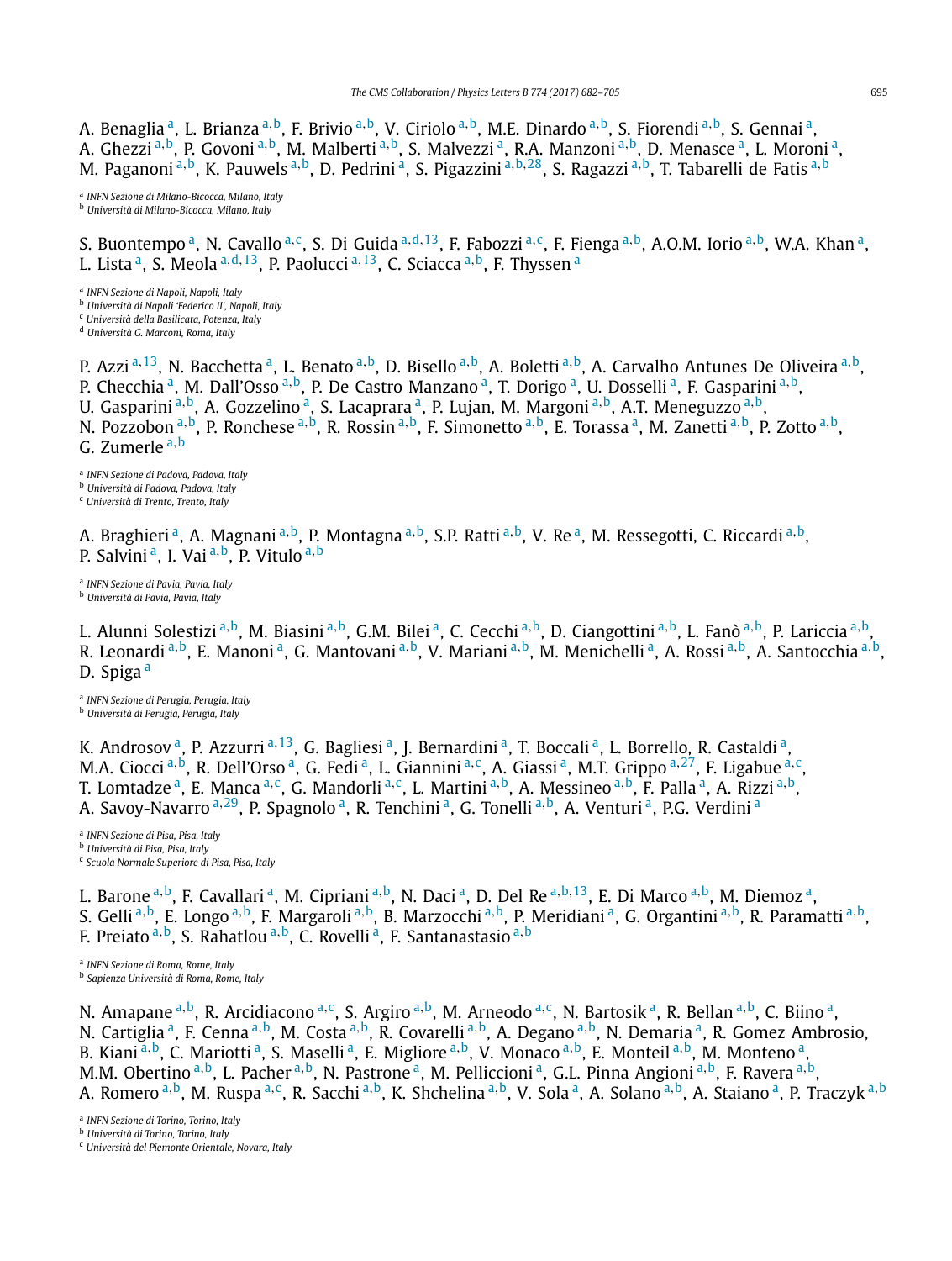A. Benaglia [a], L. Brianza [a,b], F. Brivio [a,b], V. Ciriolo [a,b], M.E. Dinardo [a,b], S. Fiorendi [a,b], S. Gennai [a], A. Ghezzi [a,b], P. Govoni [a,b], M. Malberti [a,b], S. Malvezzi [a], R.A. Manzoni [a,b], D. Menasce [a], L. Moroni [a], M. Paganoni [a,b], K. Pauwels [a,b], D. Pedrini [a], S. Pigazzini [a,b,28], S. Ragazzi [a,b], T. Tabarelli de Fatis [a,b]

[a] *INFN Sezione di Milano-Bicocca, Milano, Italy*
[b] *Università di Milano-Bicocca, Milano, Italy*

S. Buontempo [a], N. Cavallo [a,c], S. Di Guida [a,d,13], F. Fabozzi [a,c], F. Fienga [a,b], A.O.M. Iorio [a,b], W.A. Khan [a], L. Lista [a], S. Meola [a,d,13], P. Paolucci [a,13], C. Sciacca [a,b], F. Thyssen [a]

[a] *INFN Sezione di Napoli, Napoli, Italy*
[b] *Università di Napoli 'Federico II', Napoli, Italy*
[c] *Università della Basilicata, Potenza, Italy*
[d] *Università G. Marconi, Roma, Italy*

P. Azzi [a,13], N. Bacchetta [a], L. Benato [a,b], D. Bisello [a,b], A. Boletti [a,b], A. Carvalho Antunes De Oliveira [a,b], P. Checchia [a], M. Dall'Osso [a,b], P. De Castro Manzano [a], T. Dorigo [a], U. Dosselli [a], F. Gasparini [a,b], U. Gasparini [a,b], A. Gozzelino [a], S. Lacaprara [a], P. Lujan, M. Margoni [a,b], A.T. Meneguzzo [a,b], N. Pozzobon [a,b], P. Ronchese [a,b], R. Rossin [a,b], F. Simonetto [a,b], E. Torassa [a], M. Zanetti [a,b], P. Zotto [a,b], G. Zumerle [a,b]

[a] *INFN Sezione di Padova, Padova, Italy*
[b] *Università di Padova, Padova, Italy*
[c] *Università di Trento, Trento, Italy*

A. Braghieri [a], A. Magnani [a,b], P. Montagna [a,b], S.P. Ratti [a,b], V. Re [a], M. Ressegotti, C. Riccardi [a,b], P. Salvini [a], I. Vai [a,b], P. Vitulo [a,b]

[a] *INFN Sezione di Pavia, Pavia, Italy*
[b] *Università di Pavia, Pavia, Italy*

L. Alunni Solestizi [a,b], M. Biasini [a,b], G.M. Bilei [a], C. Cecchi [a,b], D. Ciangottini [a,b], L. Fanò [a,b], P. Lariccia [a,b], R. Leonardi [a,b], E. Manoni [a], G. Mantovani [a,b], V. Mariani [a,b], M. Menichelli [a], A. Rossi [a,b], A. Santocchia [a,b], D. Spiga [a]

[a] *INFN Sezione di Perugia, Perugia, Italy*
[b] *Università di Perugia, Perugia, Italy*

K. Androsov [a], P. Azzurri [a,13], G. Bagliesi [a], J. Bernardini [a], T. Boccali [a], L. Borrello, R. Castaldi [a], M.A. Ciocci [a,b], R. Dell'Orso [a], G. Fedi [a], L. Giannini [a,c], A. Giassi [a], M.T. Grippo [a,27], F. Ligabue [a,c], T. Lomtadze [a], E. Manca [a,c], G. Mandorli [a,c], L. Martini [a,b], A. Messineo [a,b], F. Palla [a], A. Rizzi [a,b], A. Savoy-Navarro [a,29], P. Spagnolo [a], R. Tenchini [a], G. Tonelli [a,b], A. Venturi [a], P.G. Verdini [a]

[a] *INFN Sezione di Pisa, Pisa, Italy*
[b] *Università di Pisa, Pisa, Italy*
[c] *Scuola Normale Superiore di Pisa, Pisa, Italy*

L. Barone [a,b], F. Cavallari [a], M. Cipriani [a,b], N. Daci [a], D. Del Re [a,b,13], E. Di Marco [a,b], M. Diemoz [a], S. Gelli [a,b], E. Longo [a,b], F. Margaroli [a,b], B. Marzocchi [a,b], P. Meridiani [a], G. Organtini [a,b], R. Paramatti [a,b], F. Preiato [a,b], S. Rahatlou [a,b], C. Rovelli [a], F. Santanastasio [a,b]

[a] *INFN Sezione di Roma, Rome, Italy*
[b] *Sapienza Università di Roma, Rome, Italy*

N. Amapane [a,b], R. Arcidiacono [a,c], S. Argiro [a,b], M. Arneodo [a,c], N. Bartosik [a], R. Bellan [a,b], C. Biino [a], N. Cartiglia [a], F. Cenna [a,b], M. Costa [a,b], R. Covarelli [a,b], A. Degano [a,b], N. Demaria [a], R. Gomez Ambrosio, B. Kiani [a,b], C. Mariotti [a], S. Maselli [a], E. Migliore [a,b], V. Monaco [a,b], E. Monteil [a,b], M. Monteno [a], M.M. Obertino [a,b], L. Pacher [a,b], N. Pastrone [a], M. Pelliccioni [a], G.L. Pinna Angioni [a,b], F. Ravera [a,b], A. Romero [a,b], M. Ruspa [a,c], R. Sacchi [a,b], K. Shchelina [a,b], V. Sola [a], A. Solano [a,b], A. Staiano [a], P. Traczyk [a,b]

[a] *INFN Sezione di Torino, Torino, Italy*
[b] *Università di Torino, Torino, Italy*
[c] *Università del Piemonte Orientale, Novara, Italy*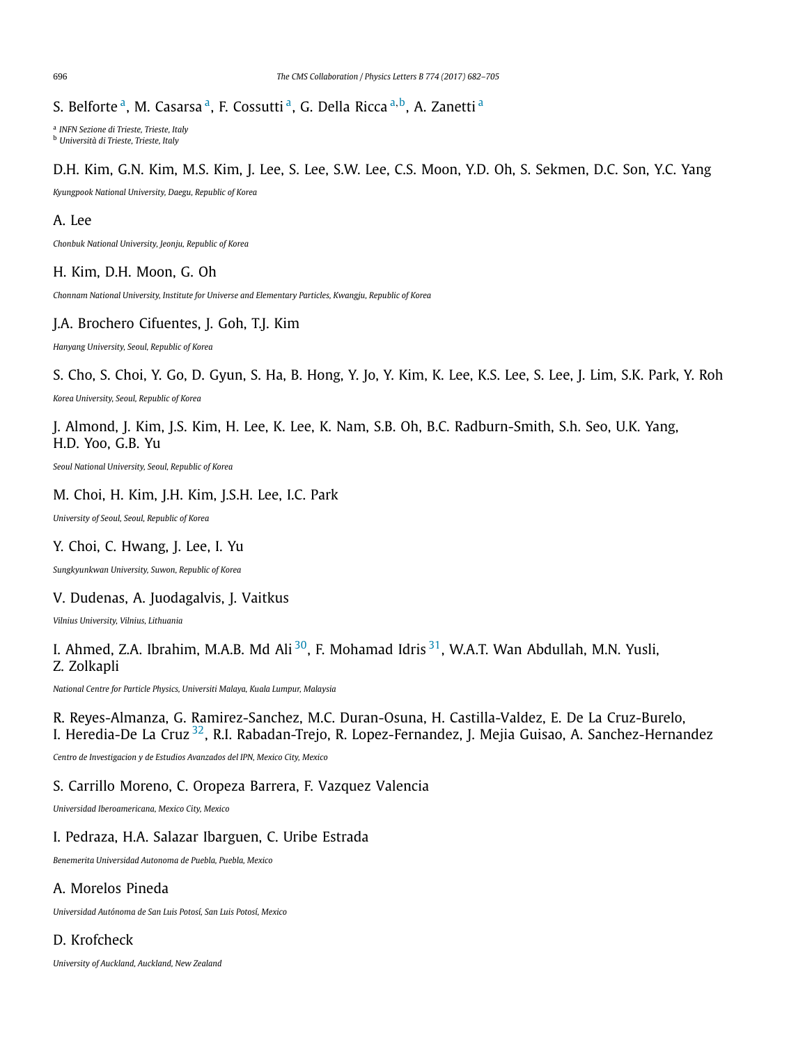S. Belforte [a], M. Casarsa [a], F. Cossutti [a], G. Della Ricca [a,b], A. Zanetti [a]

[a] *INFN Sezione di Trieste, Trieste, Italy*
[b] *Università di Trieste, Trieste, Italy*

D.H. Kim, G.N. Kim, M.S. Kim, J. Lee, S. Lee, S.W. Lee, C.S. Moon, Y.D. Oh, S. Sekmen, D.C. Son, Y.C. Yang

*Kyungpook National University, Daegu, Republic of Korea*

A. Lee

*Chonbuk National University, Jeonju, Republic of Korea*

H. Kim, D.H. Moon, G. Oh

*Chonnam National University, Institute for Universe and Elementary Particles, Kwangju, Republic of Korea*

J.A. Brochero Cifuentes, J. Goh, T.J. Kim

*Hanyang University, Seoul, Republic of Korea*

S. Cho, S. Choi, Y. Go, D. Gyun, S. Ha, B. Hong, Y. Jo, Y. Kim, K. Lee, K.S. Lee, S. Lee, J. Lim, S.K. Park, Y. Roh

*Korea University, Seoul, Republic of Korea*

J. Almond, J. Kim, J.S. Kim, H. Lee, K. Lee, K. Nam, S.B. Oh, B.C. Radburn-Smith, S.h. Seo, U.K. Yang, H.D. Yoo, G.B. Yu

*Seoul National University, Seoul, Republic of Korea*

M. Choi, H. Kim, J.H. Kim, J.S.H. Lee, I.C. Park

*University of Seoul, Seoul, Republic of Korea*

Y. Choi, C. Hwang, J. Lee, I. Yu

*Sungkyunkwan University, Suwon, Republic of Korea*

V. Dudenas, A. Juodagalvis, J. Vaitkus

*Vilnius University, Vilnius, Lithuania*

I. Ahmed, Z.A. Ibrahim, M.A.B. Md Ali [30], F. Mohamad Idris [31], W.A.T. Wan Abdullah, M.N. Yusli, Z. Zolkapli

*National Centre for Particle Physics, Universiti Malaya, Kuala Lumpur, Malaysia*

R. Reyes-Almanza, G. Ramirez-Sanchez, M.C. Duran-Osuna, H. Castilla-Valdez, E. De La Cruz-Burelo, I. Heredia-De La Cruz [32], R.I. Rabadan-Trejo, R. Lopez-Fernandez, J. Mejia Guisao, A. Sanchez-Hernandez

*Centro de Investigacion y de Estudios Avanzados del IPN, Mexico City, Mexico*

S. Carrillo Moreno, C. Oropeza Barrera, F. Vazquez Valencia

*Universidad Iberoamericana, Mexico City, Mexico*

I. Pedraza, H.A. Salazar Ibarguen, C. Uribe Estrada

*Benemerita Universidad Autonoma de Puebla, Puebla, Mexico*

A. Morelos Pineda

*Universidad Autónoma de San Luis Potosí, San Luis Potosí, Mexico*

D. Krofcheck

*University of Auckland, Auckland, New Zealand*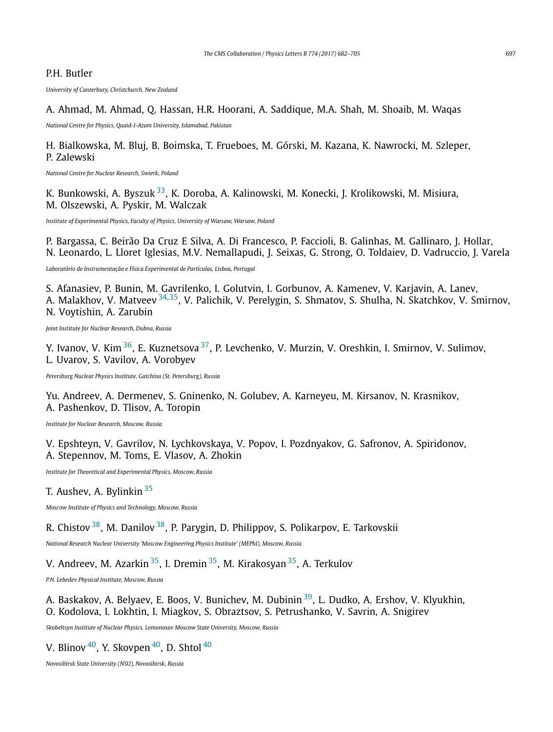P.H. Butler

*University of Canterbury, Christchurch, New Zealand*

A. Ahmad, M. Ahmad, Q. Hassan, H.R. Hoorani, A. Saddique, M.A. Shah, M. Shoaib, M. Waqas

*National Centre for Physics, Quaid-I-Azam University, Islamabad, Pakistan*

H. Bialkowska, M. Bluj, B. Boimska, T. Frueboes, M. Górski, M. Kazana, K. Nawrocki, M. Szleper, P. Zalewski

*National Centre for Nuclear Research, Swierk, Poland*

K. Bunkowski, A. Byszuk [33], K. Doroba, A. Kalinowski, M. Konecki, J. Krolikowski, M. Misiura, M. Olszewski, A. Pyskir, M. Walczak

*Institute of Experimental Physics, Faculty of Physics, University of Warsaw, Warsaw, Poland*

P. Bargassa, C. Beirão Da Cruz E Silva, A. Di Francesco, P. Faccioli, B. Galinhas, M. Gallinaro, J. Hollar, N. Leonardo, L. Lloret Iglesias, M.V. Nemallapudi, J. Seixas, G. Strong, O. Toldaiev, D. Vadruccio, J. Varela

*Laboratório de Instrumentação e Física Experimental de Partículas, Lisboa, Portugal*

S. Afanasiev, P. Bunin, M. Gavrilenko, I. Golutvin, I. Gorbunov, A. Kamenev, V. Karjavin, A. Lanev, A. Malakhov, V. Matveev [34,35], V. Palichik, V. Perelygin, S. Shmatov, S. Shulha, N. Skatchkov, V. Smirnov, N. Voytishin, A. Zarubin

*Joint Institute for Nuclear Research, Dubna, Russia*

Y. Ivanov, V. Kim [36], E. Kuznetsova [37], P. Levchenko, V. Murzin, V. Oreshkin, I. Smirnov, V. Sulimov, L. Uvarov, S. Vavilov, A. Vorobyev

*Petersburg Nuclear Physics Institute, Gatchina (St. Petersburg), Russia*

Yu. Andreev, A. Dermenev, S. Gninenko, N. Golubev, A. Karneyeu, M. Kirsanov, N. Krasnikov, A. Pashenkov, D. Tlisov, A. Toropin

*Institute for Nuclear Research, Moscow, Russia*

V. Epshteyn, V. Gavrilov, N. Lychkovskaya, V. Popov, I. Pozdnyakov, G. Safronov, A. Spiridonov, A. Stepennov, M. Toms, E. Vlasov, A. Zhokin

*Institute for Theoretical and Experimental Physics, Moscow, Russia*

T. Aushev, A. Bylinkin [35]

*Moscow Institute of Physics and Technology, Moscow, Russia*

R. Chistov [38], M. Danilov [38], P. Parygin, D. Philippov, S. Polikarpov, E. Tarkovskii

*National Research Nuclear University 'Moscow Engineering Physics Institute' (MEPhI), Moscow, Russia*

V. Andreev, M. Azarkin [35], I. Dremin [35], M. Kirakosyan [35], A. Terkulov

*P.N. Lebedev Physical Institute, Moscow, Russia*

A. Baskakov, A. Belyaev, E. Boos, V. Bunichev, M. Dubinin [39], L. Dudko, A. Ershov, V. Klyukhin, O. Kodolova, I. Lokhtin, I. Miagkov, S. Obraztsov, S. Petrushanko, V. Savrin, A. Snigirev

*Skobeltsyn Institute of Nuclear Physics, Lomonosov Moscow State University, Moscow, Russia*

V. Blinov [40], Y. Skovpen [40], D. Shtol [40]

*Novosibirsk State University (NSU), Novosibirsk, Russia*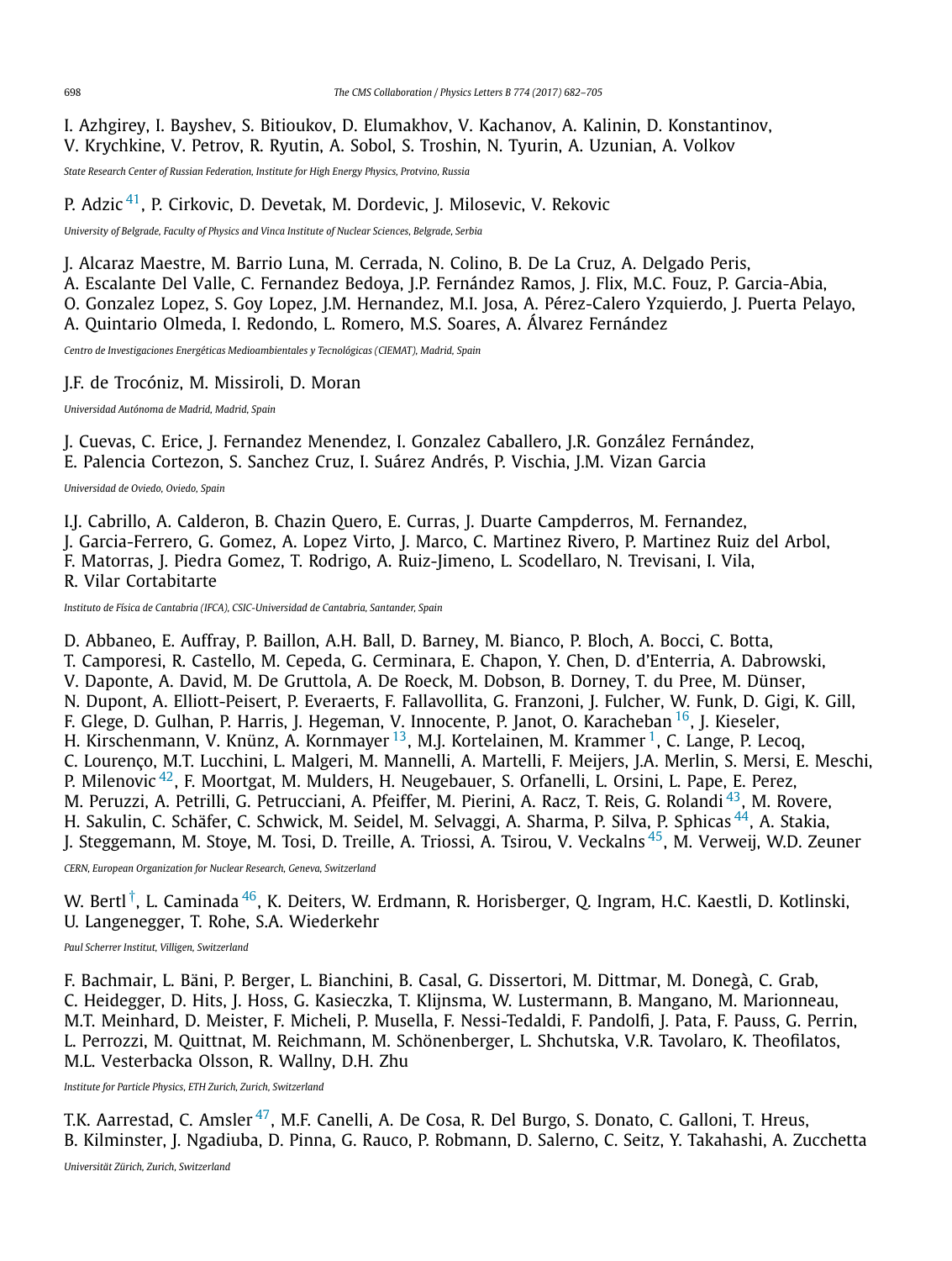I. Azhgirey, I. Bayshev, S. Bitioukov, D. Elumakhov, V. Kachanov, A. Kalinin, D. Konstantinov, V. Krychkine, V. Petrov, R. Ryutin, A. Sobol, S. Troshin, N. Tyurin, A. Uzunian, A. Volkov

*State Research Center of Russian Federation, Institute for High Energy Physics, Protvino, Russia*

P. Adzic [41], P. Cirkovic, D. Devetak, M. Dordevic, J. Milosevic, V. Rekovic

*University of Belgrade, Faculty of Physics and Vinca Institute of Nuclear Sciences, Belgrade, Serbia*

J. Alcaraz Maestre, M. Barrio Luna, M. Cerrada, N. Colino, B. De La Cruz, A. Delgado Peris, A. Escalante Del Valle, C. Fernandez Bedoya, J.P. Fernández Ramos, J. Flix, M.C. Fouz, P. Garcia-Abia, O. Gonzalez Lopez, S. Goy Lopez, J.M. Hernandez, M.I. Josa, A. Pérez-Calero Yzquierdo, J. Puerta Pelayo, A. Quintario Olmeda, I. Redondo, L. Romero, M.S. Soares, A. Álvarez Fernández

*Centro de Investigaciones Energéticas Medioambientales y Tecnológicas (CIEMAT), Madrid, Spain*

J.F. de Trocóniz, M. Missiroli, D. Moran

*Universidad Autónoma de Madrid, Madrid, Spain*

J. Cuevas, C. Erice, J. Fernandez Menendez, I. Gonzalez Caballero, J.R. González Fernández, E. Palencia Cortezon, S. Sanchez Cruz, I. Suárez Andrés, P. Vischia, J.M. Vizan Garcia

*Universidad de Oviedo, Oviedo, Spain*

I.J. Cabrillo, A. Calderon, B. Chazin Quero, E. Curras, J. Duarte Campderros, M. Fernandez, J. Garcia-Ferrero, G. Gomez, A. Lopez Virto, J. Marco, C. Martinez Rivero, P. Martinez Ruiz del Arbol, F. Matorras, J. Piedra Gomez, T. Rodrigo, A. Ruiz-Jimeno, L. Scodellaro, N. Trevisani, I. Vila, R. Vilar Cortabitarte

*Instituto de Física de Cantabria (IFCA), CSIC-Universidad de Cantabria, Santander, Spain*

D. Abbaneo, E. Auffray, P. Baillon, A.H. Ball, D. Barney, M. Bianco, P. Bloch, A. Bocci, C. Botta, T. Camporesi, R. Castello, M. Cepeda, G. Cerminara, E. Chapon, Y. Chen, D. d'Enterria, A. Dabrowski, V. Daponte, A. David, M. De Gruttola, A. De Roeck, M. Dobson, B. Dorney, T. du Pree, M. Dünser, N. Dupont, A. Elliott-Peisert, P. Everaerts, F. Fallavollita, G. Franzoni, J. Fulcher, W. Funk, D. Gigi, K. Gill, F. Glege, D. Gulhan, P. Harris, J. Hegeman, V. Innocente, P. Janot, O. Karacheban [16], J. Kieseler, H. Kirschenmann, V. Knünz, A. Kornmayer [13], M.J. Kortelainen, M. Krammer [1], C. Lange, P. Lecoq, C. Lourenço, M.T. Lucchini, L. Malgeri, M. Mannelli, A. Martelli, F. Meijers, J.A. Merlin, S. Mersi, E. Meschi, P. Milenovic [42], F. Moortgat, M. Mulders, H. Neugebauer, S. Orfanelli, L. Orsini, L. Pape, E. Perez, M. Peruzzi, A. Petrilli, G. Petrucciani, A. Pfeiffer, M. Pierini, A. Racz, T. Reis, G. Rolandi [43], M. Rovere, H. Sakulin, C. Schäfer, C. Schwick, M. Seidel, M. Selvaggi, A. Sharma, P. Silva, P. Sphicas [44], A. Stakia, J. Steggemann, M. Stoye, M. Tosi, D. Treille, A. Triossi, A. Tsirou, V. Veckalns [45], M. Verweij, W.D. Zeuner

*CERN, European Organization for Nuclear Research, Geneva, Switzerland*

W. Bertl [†], L. Caminada [46], K. Deiters, W. Erdmann, R. Horisberger, Q. Ingram, H.C. Kaestli, D. Kotlinski, U. Langenegger, T. Rohe, S.A. Wiederkehr

*Paul Scherrer Institut, Villigen, Switzerland*

F. Bachmair, L. Bäni, P. Berger, L. Bianchini, B. Casal, G. Dissertori, M. Dittmar, M. Donegà, C. Grab, C. Heidegger, D. Hits, J. Hoss, G. Kasieczka, T. Klijnsma, W. Lustermann, B. Mangano, M. Marionneau, M.T. Meinhard, D. Meister, F. Micheli, P. Musella, F. Nessi-Tedaldi, F. Pandolfi, J. Pata, F. Pauss, G. Perrin, L. Perrozzi, M. Quittnat, M. Reichmann, M. Schönenberger, L. Shchutska, V.R. Tavolaro, K. Theofilatos, M.L. Vesterbacka Olsson, R. Wallny, D.H. Zhu

*Institute for Particle Physics, ETH Zurich, Zurich, Switzerland*

T.K. Aarrestad, C. Amsler [47], M.F. Canelli, A. De Cosa, R. Del Burgo, S. Donato, C. Galloni, T. Hreus, B. Kilminster, J. Ngadiuba, D. Pinna, G. Rauco, P. Robmann, D. Salerno, C. Seitz, Y. Takahashi, A. Zucchetta

*Universität Zürich, Zurich, Switzerland*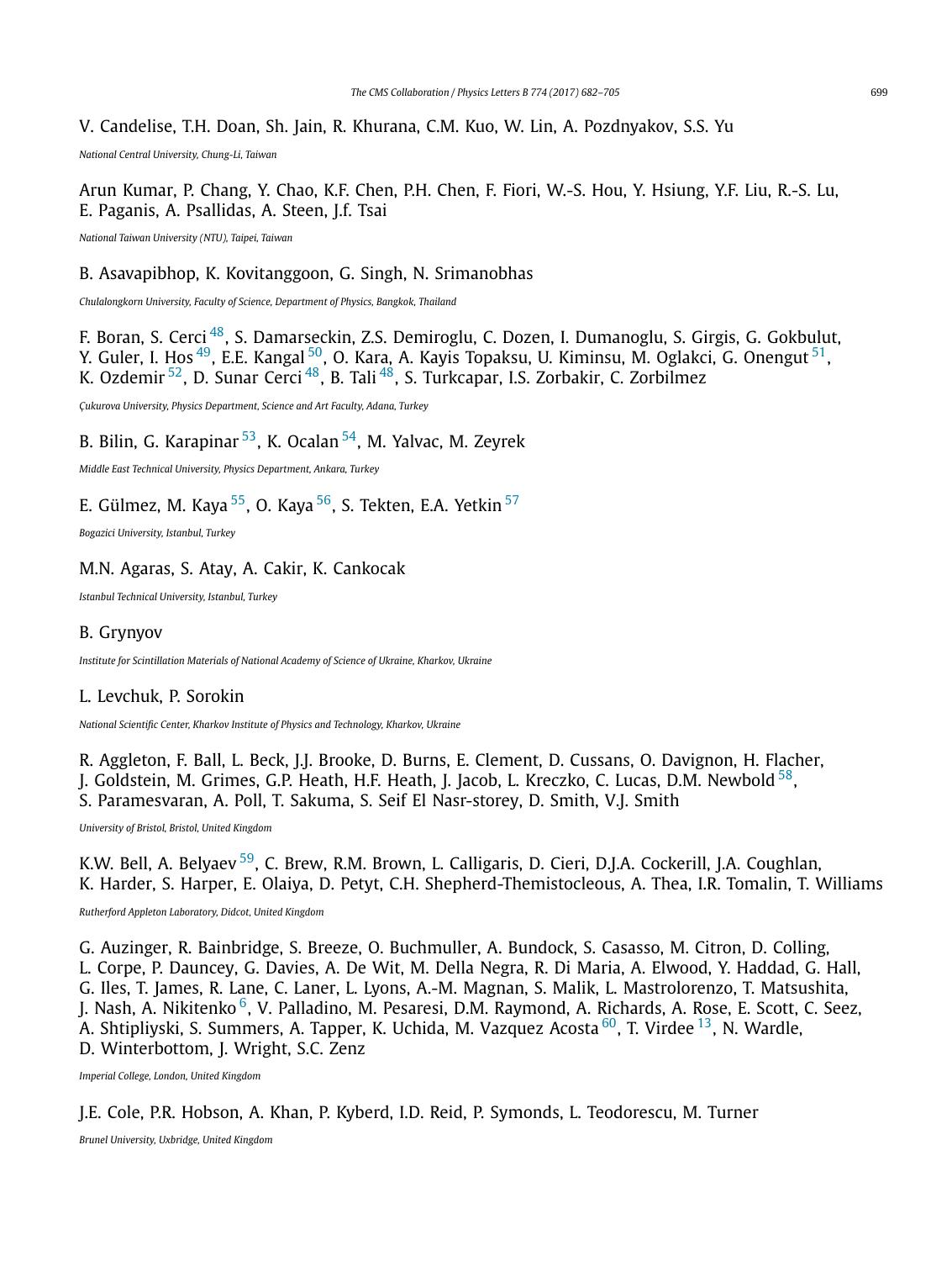V. Candelise, T.H. Doan, Sh. Jain, R. Khurana, C.M. Kuo, W. Lin, A. Pozdnyakov, S.S. Yu

*National Central University, Chung-Li, Taiwan*

Arun Kumar, P. Chang, Y. Chao, K.F. Chen, P.H. Chen, F. Fiori, W.-S. Hou, Y. Hsiung, Y.F. Liu, R.-S. Lu, E. Paganis, A. Psallidas, A. Steen, J.f. Tsai

*National Taiwan University (NTU), Taipei, Taiwan*

B. Asavapibhop, K. Kovitanggoon, G. Singh, N. Srimanobhas

*Chulalongkorn University, Faculty of Science, Department of Physics, Bangkok, Thailand*

F. Boran, S. Cerci [48], S. Damarseckin, Z.S. Demiroglu, C. Dozen, I. Dumanoglu, S. Girgis, G. Gokbulut, Y. Guler, I. Hos [49], E.E. Kangal [50], O. Kara, A. Kayis Topaksu, U. Kiminsu, M. Oglakci, G. Onengut [51], K. Ozdemir [52], D. Sunar Cerci [48], B. Tali [48], S. Turkcapar, I.S. Zorbakir, C. Zorbilmez

*Çukurova University, Physics Department, Science and Art Faculty, Adana, Turkey*

B. Bilin, G. Karapinar [53], K. Ocalan [54], M. Yalvac, M. Zeyrek

*Middle East Technical University, Physics Department, Ankara, Turkey*

E. Gülmez, M. Kaya [55], O. Kaya [56], S. Tekten, E.A. Yetkin [57]

*Bogazici University, Istanbul, Turkey*

M.N. Agaras, S. Atay, A. Cakir, K. Cankocak

*Istanbul Technical University, Istanbul, Turkey*

B. Grynyov

*Institute for Scintillation Materials of National Academy of Science of Ukraine, Kharkov, Ukraine*

L. Levchuk, P. Sorokin

*National Scientific Center, Kharkov Institute of Physics and Technology, Kharkov, Ukraine*

R. Aggleton, F. Ball, L. Beck, J.J. Brooke, D. Burns, E. Clement, D. Cussans, O. Davignon, H. Flacher, J. Goldstein, M. Grimes, G.P. Heath, H.F. Heath, J. Jacob, L. Kreczko, C. Lucas, D.M. Newbold [58], S. Paramesvaran, A. Poll, T. Sakuma, S. Seif El Nasr-storey, D. Smith, V.J. Smith

*University of Bristol, Bristol, United Kingdom*

K.W. Bell, A. Belyaev [59], C. Brew, R.M. Brown, L. Calligaris, D. Cieri, D.J.A. Cockerill, J.A. Coughlan, K. Harder, S. Harper, E. Olaiya, D. Petyt, C.H. Shepherd-Themistocleous, A. Thea, I.R. Tomalin, T. Williams

*Rutherford Appleton Laboratory, Didcot, United Kingdom*

G. Auzinger, R. Bainbridge, S. Breeze, O. Buchmuller, A. Bundock, S. Casasso, M. Citron, D. Colling, L. Corpe, P. Dauncey, G. Davies, A. De Wit, M. Della Negra, R. Di Maria, A. Elwood, Y. Haddad, G. Hall, G. Iles, T. James, R. Lane, C. Laner, L. Lyons, A.-M. Magnan, S. Malik, L. Mastrolorenzo, T. Matsushita, J. Nash, A. Nikitenko [6], V. Palladino, M. Pesaresi, D.M. Raymond, A. Richards, A. Rose, E. Scott, C. Seez, A. Shtipliyski, S. Summers, A. Tapper, K. Uchida, M. Vazquez Acosta [60], T. Virdee [13], N. Wardle, D. Winterbottom, J. Wright, S.C. Zenz

*Imperial College, London, United Kingdom*

J.E. Cole, P.R. Hobson, A. Khan, P. Kyberd, I.D. Reid, P. Symonds, L. Teodorescu, M. Turner

*Brunel University, Uxbridge, United Kingdom*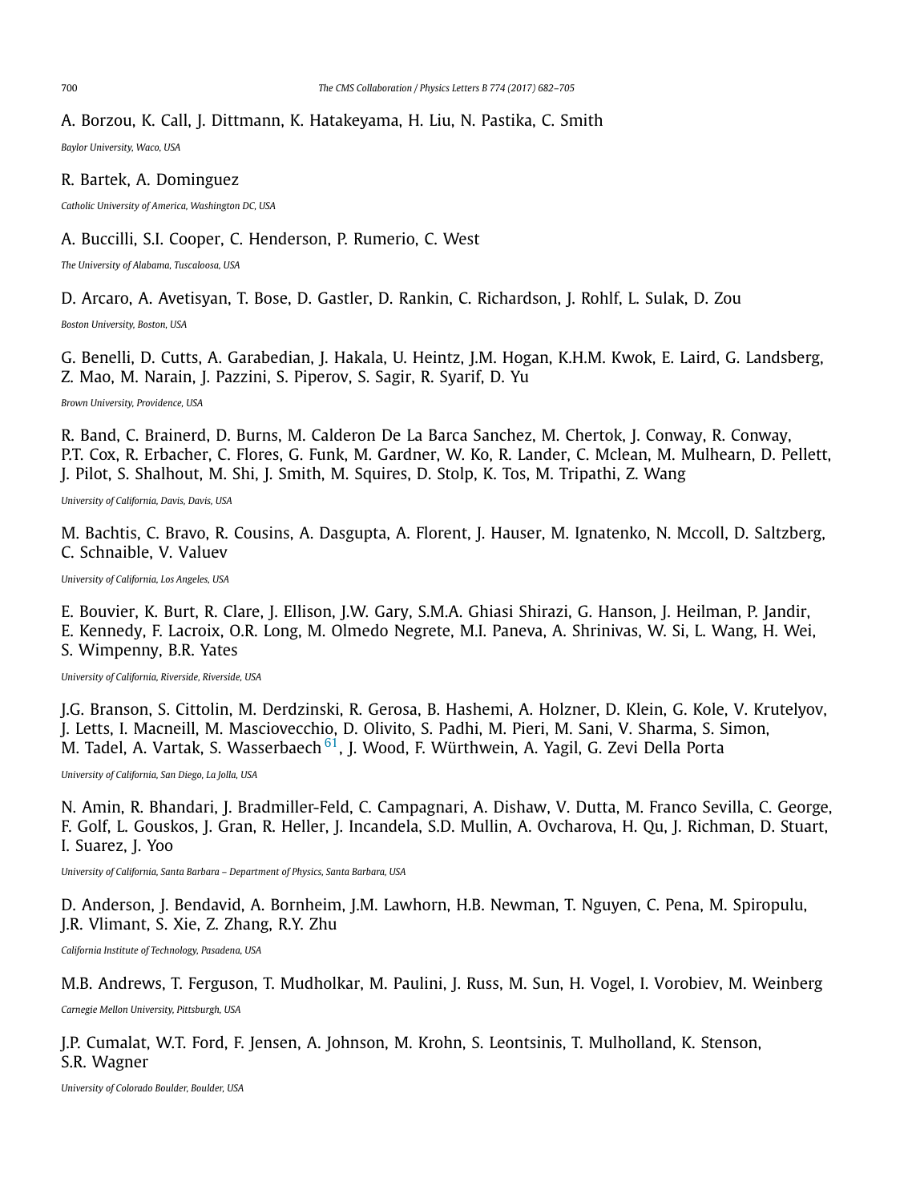A. Borzou, K. Call, J. Dittmann, K. Hatakeyama, H. Liu, N. Pastika, C. Smith

*Baylor University, Waco, USA*

R. Bartek, A. Dominguez

*Catholic University of America, Washington DC, USA*

A. Buccilli, S.I. Cooper, C. Henderson, P. Rumerio, C. West

*The University of Alabama, Tuscaloosa, USA*

D. Arcaro, A. Avetisyan, T. Bose, D. Gastler, D. Rankin, C. Richardson, J. Rohlf, L. Sulak, D. Zou

*Boston University, Boston, USA*

G. Benelli, D. Cutts, A. Garabedian, J. Hakala, U. Heintz, J.M. Hogan, K.H.M. Kwok, E. Laird, G. Landsberg, Z. Mao, M. Narain, J. Pazzini, S. Piperov, S. Sagir, R. Syarif, D. Yu

*Brown University, Providence, USA*

R. Band, C. Brainerd, D. Burns, M. Calderon De La Barca Sanchez, M. Chertok, J. Conway, R. Conway, P.T. Cox, R. Erbacher, C. Flores, G. Funk, M. Gardner, W. Ko, R. Lander, C. Mclean, M. Mulhearn, D. Pellett, J. Pilot, S. Shalhout, M. Shi, J. Smith, M. Squires, D. Stolp, K. Tos, M. Tripathi, Z. Wang

*University of California, Davis, Davis, USA*

M. Bachtis, C. Bravo, R. Cousins, A. Dasgupta, A. Florent, J. Hauser, M. Ignatenko, N. Mccoll, D. Saltzberg, C. Schnaible, V. Valuev

*University of California, Los Angeles, USA*

E. Bouvier, K. Burt, R. Clare, J. Ellison, J.W. Gary, S.M.A. Ghiasi Shirazi, G. Hanson, J. Heilman, P. Jandir, E. Kennedy, F. Lacroix, O.R. Long, M. Olmedo Negrete, M.I. Paneva, A. Shrinivas, W. Si, L. Wang, H. Wei, S. Wimpenny, B.R. Yates

*University of California, Riverside, Riverside, USA*

J.G. Branson, S. Cittolin, M. Derdzinski, R. Gerosa, B. Hashemi, A. Holzner, D. Klein, G. Kole, V. Krutelyov, J. Letts, I. Macneill, M. Masciovecchio, D. Olivito, S. Padhi, M. Pieri, M. Sani, V. Sharma, S. Simon, M. Tadel, A. Vartak, S. Wasserbaech [61], J. Wood, F. Würthwein, A. Yagil, G. Zevi Della Porta

*University of California, San Diego, La Jolla, USA*

N. Amin, R. Bhandari, J. Bradmiller-Feld, C. Campagnari, A. Dishaw, V. Dutta, M. Franco Sevilla, C. George, F. Golf, L. Gouskos, J. Gran, R. Heller, J. Incandela, S.D. Mullin, A. Ovcharova, H. Qu, J. Richman, D. Stuart, I. Suarez, J. Yoo

*University of California, Santa Barbara – Department of Physics, Santa Barbara, USA*

D. Anderson, J. Bendavid, A. Bornheim, J.M. Lawhorn, H.B. Newman, T. Nguyen, C. Pena, M. Spiropulu, J.R. Vlimant, S. Xie, Z. Zhang, R.Y. Zhu

*California Institute of Technology, Pasadena, USA*

M.B. Andrews, T. Ferguson, T. Mudholkar, M. Paulini, J. Russ, M. Sun, H. Vogel, I. Vorobiev, M. Weinberg

*Carnegie Mellon University, Pittsburgh, USA*

J.P. Cumalat, W.T. Ford, F. Jensen, A. Johnson, M. Krohn, S. Leontsinis, T. Mulholland, K. Stenson, S.R. Wagner

*University of Colorado Boulder, Boulder, USA*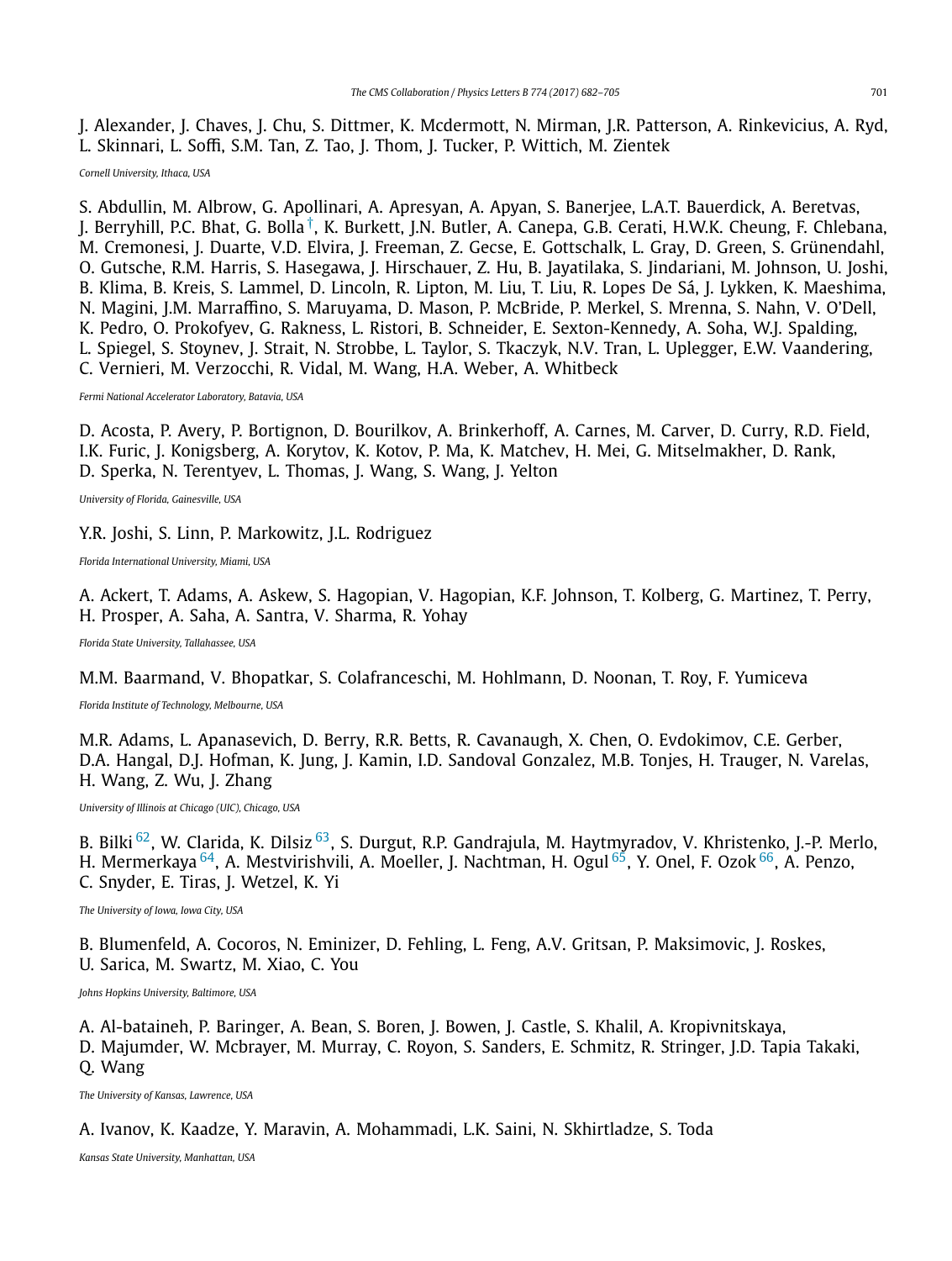J. Alexander, J. Chaves, J. Chu, S. Dittmer, K. Mcdermott, N. Mirman, J.R. Patterson, A. Rinkevicius, A. Ryd, L. Skinnari, L. Soffi, S.M. Tan, Z. Tao, J. Thom, J. Tucker, P. Wittich, M. Zientek

*Cornell University, Ithaca, USA*

S. Abdullin, M. Albrow, G. Apollinari, A. Apresyan, A. Apyan, S. Banerjee, L.A.T. Bauerdick, A. Beretvas, J. Berryhill, P.C. Bhat, G. Bolla [†], K. Burkett, J.N. Butler, A. Canepa, G.B. Cerati, H.W.K. Cheung, F. Chlebana, M. Cremonesi, J. Duarte, V.D. Elvira, J. Freeman, Z. Gecse, E. Gottschalk, L. Gray, D. Green, S. Grünendahl, O. Gutsche, R.M. Harris, S. Hasegawa, J. Hirschauer, Z. Hu, B. Jayatilaka, S. Jindariani, M. Johnson, U. Joshi, B. Klima, B. Kreis, S. Lammel, D. Lincoln, R. Lipton, M. Liu, T. Liu, R. Lopes De Sá, J. Lykken, K. Maeshima, N. Magini, J.M. Marraffino, S. Maruyama, D. Mason, P. McBride, P. Merkel, S. Mrenna, S. Nahn, V. O'Dell, K. Pedro, O. Prokofyev, G. Rakness, L. Ristori, B. Schneider, E. Sexton-Kennedy, A. Soha, W.J. Spalding, L. Spiegel, S. Stoynev, J. Strait, N. Strobbe, L. Taylor, S. Tkaczyk, N.V. Tran, L. Uplegger, E.W. Vaandering, C. Vernieri, M. Verzocchi, R. Vidal, M. Wang, H.A. Weber, A. Whitbeck

*Fermi National Accelerator Laboratory, Batavia, USA*

D. Acosta, P. Avery, P. Bortignon, D. Bourilkov, A. Brinkerhoff, A. Carnes, M. Carver, D. Curry, R.D. Field, I.K. Furic, J. Konigsberg, A. Korytov, K. Kotov, P. Ma, K. Matchev, H. Mei, G. Mitselmakher, D. Rank, D. Sperka, N. Terentyev, L. Thomas, J. Wang, S. Wang, J. Yelton

*University of Florida, Gainesville, USA*

Y.R. Joshi, S. Linn, P. Markowitz, J.L. Rodriguez

*Florida International University, Miami, USA*

A. Ackert, T. Adams, A. Askew, S. Hagopian, V. Hagopian, K.F. Johnson, T. Kolberg, G. Martinez, T. Perry, H. Prosper, A. Saha, A. Santra, V. Sharma, R. Yohay

*Florida State University, Tallahassee, USA*

M.M. Baarmand, V. Bhopatkar, S. Colafranceschi, M. Hohlmann, D. Noonan, T. Roy, F. Yumiceva

*Florida Institute of Technology, Melbourne, USA*

M.R. Adams, L. Apanasevich, D. Berry, R.R. Betts, R. Cavanaugh, X. Chen, O. Evdokimov, C.E. Gerber, D.A. Hangal, D.J. Hofman, K. Jung, J. Kamin, I.D. Sandoval Gonzalez, M.B. Tonjes, H. Trauger, N. Varelas, H. Wang, Z. Wu, J. Zhang

*University of Illinois at Chicago (UIC), Chicago, USA*

B. Bilki [62], W. Clarida, K. Dilsiz [63], S. Durgut, R.P. Gandrajula, M. Haytmyradov, V. Khristenko, J.-P. Merlo, H. Mermerkaya [64], A. Mestvirishvili, A. Moeller, J. Nachtman, H. Ogul [65], Y. Onel, F. Ozok [66], A. Penzo, C. Snyder, E. Tiras, J. Wetzel, K. Yi

*The University of Iowa, Iowa City, USA*

B. Blumenfeld, A. Cocoros, N. Eminizer, D. Fehling, L. Feng, A.V. Gritsan, P. Maksimovic, J. Roskes, U. Sarica, M. Swartz, M. Xiao, C. You

*Johns Hopkins University, Baltimore, USA*

A. Al-bataineh, P. Baringer, A. Bean, S. Boren, J. Bowen, J. Castle, S. Khalil, A. Kropivnitskaya, D. Majumder, W. Mcbrayer, M. Murray, C. Royon, S. Sanders, E. Schmitz, R. Stringer, J.D. Tapia Takaki, Q. Wang

*The University of Kansas, Lawrence, USA*

A. Ivanov, K. Kaadze, Y. Maravin, A. Mohammadi, L.K. Saini, N. Skhirtladze, S. Toda

*Kansas State University, Manhattan, USA*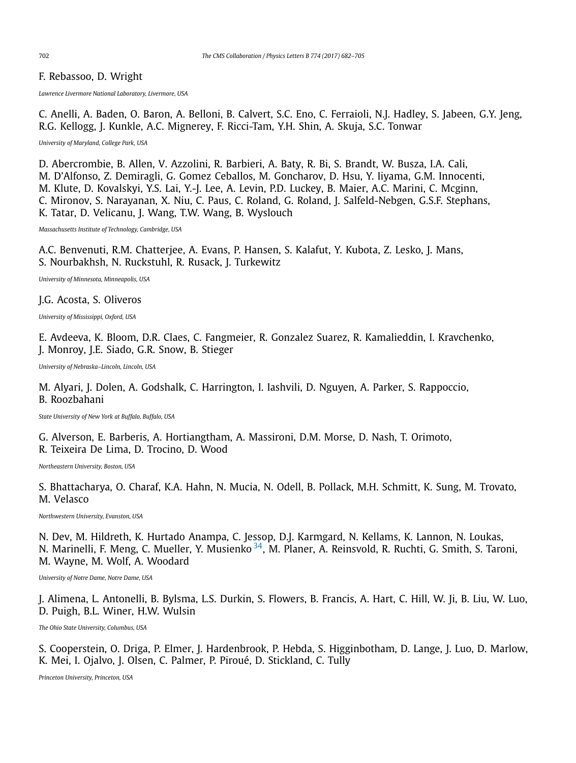F. Rebassoo, D. Wright

*Lawrence Livermore National Laboratory, Livermore, USA*

C. Anelli, A. Baden, O. Baron, A. Belloni, B. Calvert, S.C. Eno, C. Ferraioli, N.J. Hadley, S. Jabeen, G.Y. Jeng, R.G. Kellogg, J. Kunkle, A.C. Mignerey, F. Ricci-Tam, Y.H. Shin, A. Skuja, S.C. Tonwar

*University of Maryland, College Park, USA*

D. Abercrombie, B. Allen, V. Azzolini, R. Barbieri, A. Baty, R. Bi, S. Brandt, W. Busza, I.A. Cali, M. D'Alfonso, Z. Demiragli, G. Gomez Ceballos, M. Goncharov, D. Hsu, Y. Iiyama, G.M. Innocenti, M. Klute, D. Kovalskyi, Y.S. Lai, Y.-J. Lee, A. Levin, P.D. Luckey, B. Maier, A.C. Marini, C. Mcginn, C. Mironov, S. Narayanan, X. Niu, C. Paus, C. Roland, G. Roland, J. Salfeld-Nebgen, G.S.F. Stephans, K. Tatar, D. Velicanu, J. Wang, T.W. Wang, B. Wyslouch

*Massachusetts Institute of Technology, Cambridge, USA*

A.C. Benvenuti, R.M. Chatterjee, A. Evans, P. Hansen, S. Kalafut, Y. Kubota, Z. Lesko, J. Mans, S. Nourbakhsh, N. Ruckstuhl, R. Rusack, J. Turkewitz

*University of Minnesota, Minneapolis, USA*

J.G. Acosta, S. Oliveros

*University of Mississippi, Oxford, USA*

E. Avdeeva, K. Bloom, D.R. Claes, C. Fangmeier, R. Gonzalez Suarez, R. Kamalieddin, I. Kravchenko, J. Monroy, J.E. Siado, G.R. Snow, B. Stieger

*University of Nebraska-Lincoln, Lincoln, USA*

M. Alyari, J. Dolen, A. Godshalk, C. Harrington, I. Iashvili, D. Nguyen, A. Parker, S. Rappoccio, B. Roozbahani

*State University of New York at Buffalo, Buffalo, USA*

G. Alverson, E. Barberis, A. Hortiangtham, A. Massironi, D.M. Morse, D. Nash, T. Orimoto, R. Teixeira De Lima, D. Trocino, D. Wood

*Northeastern University, Boston, USA*

S. Bhattacharya, O. Charaf, K.A. Hahn, N. Mucia, N. Odell, B. Pollack, M.H. Schmitt, K. Sung, M. Trovato, M. Velasco

*Northwestern University, Evanston, USA*

N. Dev, M. Hildreth, K. Hurtado Anampa, C. Jessop, D.J. Karmgard, N. Kellams, K. Lannon, N. Loukas, N. Marinelli, F. Meng, C. Mueller, Y. Musienko [34], M. Planer, A. Reinsvold, R. Ruchti, G. Smith, S. Taroni, M. Wayne, M. Wolf, A. Woodard

*University of Notre Dame, Notre Dame, USA*

J. Alimena, L. Antonelli, B. Bylsma, L.S. Durkin, S. Flowers, B. Francis, A. Hart, C. Hill, W. Ji, B. Liu, W. Luo, D. Puigh, B.L. Winer, H.W. Wulsin

*The Ohio State University, Columbus, USA*

S. Cooperstein, O. Driga, P. Elmer, J. Hardenbrook, P. Hebda, S. Higginbotham, D. Lange, J. Luo, D. Marlow, K. Mei, I. Ojalvo, J. Olsen, C. Palmer, P. Piroué, D. Stickland, C. Tully

*Princeton University, Princeton, USA*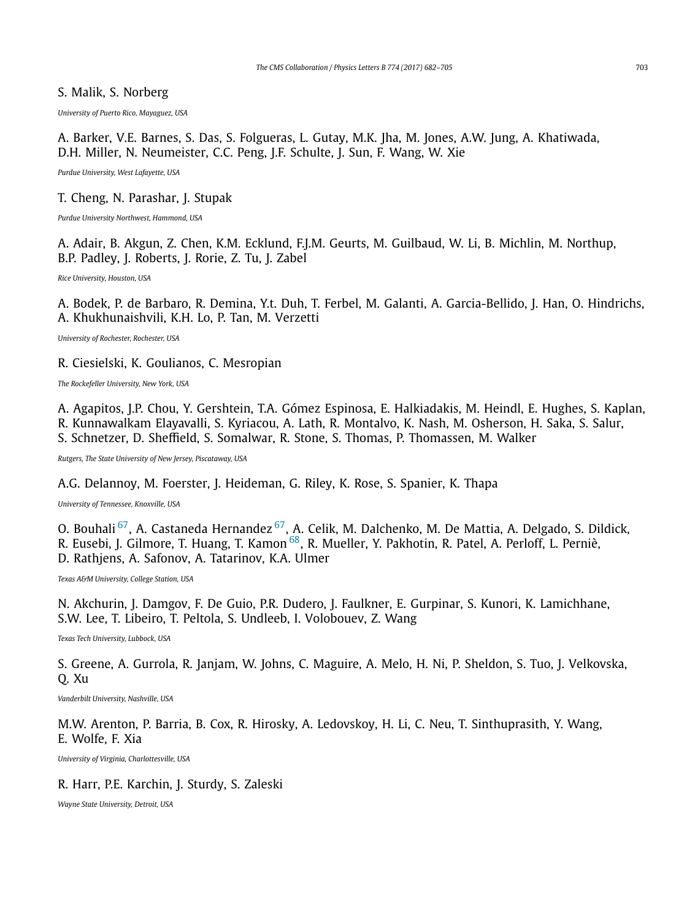S. Malik, S. Norberg

*University of Puerto Rico, Mayaguez, USA*

A. Barker, V.E. Barnes, S. Das, S. Folgueras, L. Gutay, M.K. Jha, M. Jones, A.W. Jung, A. Khatiwada, D.H. Miller, N. Neumeister, C.C. Peng, J.F. Schulte, J. Sun, F. Wang, W. Xie

*Purdue University, West Lafayette, USA*

T. Cheng, N. Parashar, J. Stupak

*Purdue University Northwest, Hammond, USA*

A. Adair, B. Akgun, Z. Chen, K.M. Ecklund, F.J.M. Geurts, M. Guilbaud, W. Li, B. Michlin, M. Northup, B.P. Padley, J. Roberts, J. Rorie, Z. Tu, J. Zabel

*Rice University, Houston, USA*

A. Bodek, P. de Barbaro, R. Demina, Y.t. Duh, T. Ferbel, M. Galanti, A. Garcia-Bellido, J. Han, O. Hindrichs, A. Khukhunaishvili, K.H. Lo, P. Tan, M. Verzetti

*University of Rochester, Rochester, USA*

R. Ciesielski, K. Goulianos, C. Mesropian

*The Rockefeller University, New York, USA*

A. Agapitos, J.P. Chou, Y. Gershtein, T.A. Gómez Espinosa, E. Halkiadakis, M. Heindl, E. Hughes, S. Kaplan, R. Kunnawalkam Elayavalli, S. Kyriacou, A. Lath, R. Montalvo, K. Nash, M. Osherson, H. Saka, S. Salur, S. Schnetzer, D. Sheffield, S. Somalwar, R. Stone, S. Thomas, P. Thomassen, M. Walker

*Rutgers, The State University of New Jersey, Piscataway, USA*

A.G. Delannoy, M. Foerster, J. Heideman, G. Riley, K. Rose, S. Spanier, K. Thapa

*University of Tennessee, Knoxville, USA*

O. Bouhali [67], A. Castaneda Hernandez [67], A. Celik, M. Dalchenko, M. De Mattia, A. Delgado, S. Dildick, R. Eusebi, J. Gilmore, T. Huang, T. Kamon [68], R. Mueller, Y. Pakhotin, R. Patel, A. Perloff, L. Perniè, D. Rathjens, A. Safonov, A. Tatarinov, K.A. Ulmer

*Texas A&M University, College Station, USA*

N. Akchurin, J. Damgov, F. De Guio, P.R. Dudero, J. Faulkner, E. Gurpinar, S. Kunori, K. Lamichhane, S.W. Lee, T. Libeiro, T. Peltola, S. Undleeb, I. Volobouev, Z. Wang

*Texas Tech University, Lubbock, USA*

S. Greene, A. Gurrola, R. Janjam, W. Johns, C. Maguire, A. Melo, H. Ni, P. Sheldon, S. Tuo, J. Velkovska, Q. Xu

*Vanderbilt University, Nashville, USA*

M.W. Arenton, P. Barria, B. Cox, R. Hirosky, A. Ledovskoy, H. Li, C. Neu, T. Sinthuprasith, Y. Wang, E. Wolfe, F. Xia

*University of Virginia, Charlottesville, USA*

R. Harr, P.E. Karchin, J. Sturdy, S. Zaleski

*Wayne State University, Detroit, USA*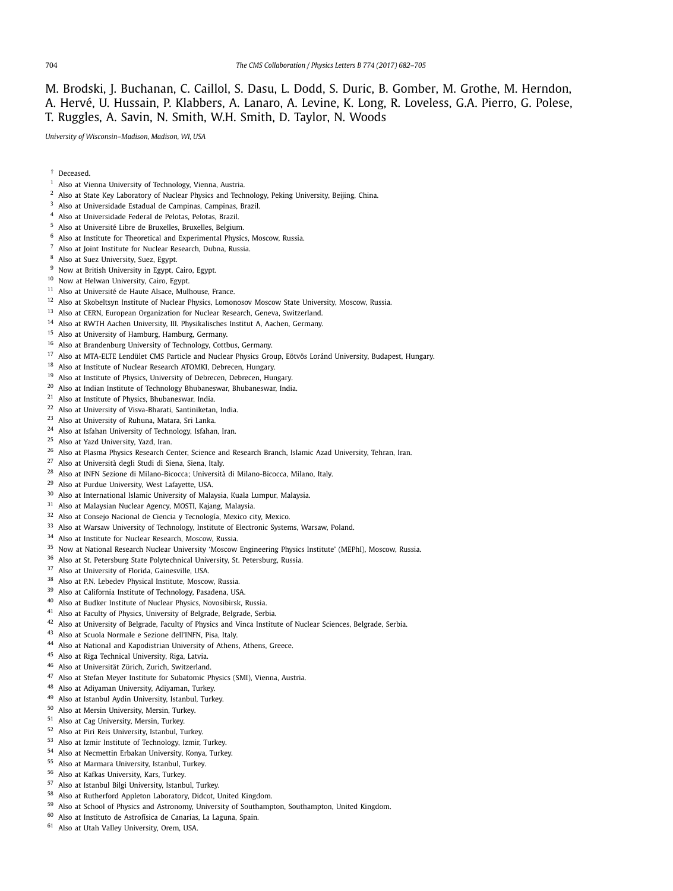M. Brodski, J. Buchanan, C. Caillol, S. Dasu, L. Dodd, S. Duric, B. Gomber, M. Grothe, M. Herndon, A. Hervé, U. Hussain, P. Klabbers, A. Lanaro, A. Levine, K. Long, R. Loveless, G.A. Pierro, G. Polese, T. Ruggles, A. Savin, N. Smith, W.H. Smith, D. Taylor, N. Woods

*University of Wisconsin–Madison, Madison, WI, USA*

† Deceased.
[1] Also at Vienna University of Technology, Vienna, Austria.
[2] Also at State Key Laboratory of Nuclear Physics and Technology, Peking University, Beijing, China.
[3] Also at Universidade Estadual de Campinas, Campinas, Brazil.
[4] Also at Universidade Federal de Pelotas, Pelotas, Brazil.
[5] Also at Université Libre de Bruxelles, Bruxelles, Belgium.
[6] Also at Institute for Theoretical and Experimental Physics, Moscow, Russia.
[7] Also at Joint Institute for Nuclear Research, Dubna, Russia.
[8] Also at Suez University, Suez, Egypt.
[9] Now at British University in Egypt, Cairo, Egypt.
[10] Now at Helwan University, Cairo, Egypt.
[11] Also at Université de Haute Alsace, Mulhouse, France.
[12] Also at Skobeltsyn Institute of Nuclear Physics, Lomonosov Moscow State University, Moscow, Russia.
[13] Also at CERN, European Organization for Nuclear Research, Geneva, Switzerland.
[14] Also at RWTH Aachen University, III. Physikalisches Institut A, Aachen, Germany.
[15] Also at University of Hamburg, Hamburg, Germany.
[16] Also at Brandenburg University of Technology, Cottbus, Germany.
[17] Also at MTA-ELTE Lendület CMS Particle and Nuclear Physics Group, Eötvös Loránd University, Budapest, Hungary.
[18] Also at Institute of Nuclear Research ATOMKI, Debrecen, Hungary.
[19] Also at Institute of Physics, University of Debrecen, Debrecen, Hungary.
[20] Also at Indian Institute of Technology Bhubaneswar, Bhubaneswar, India.
[21] Also at Institute of Physics, Bhubaneswar, India.
[22] Also at University of Visva-Bharati, Santiniketan, India.
[23] Also at University of Ruhuna, Matara, Sri Lanka.
[24] Also at Isfahan University of Technology, Isfahan, Iran.
[25] Also at Yazd University, Yazd, Iran.
[26] Also at Plasma Physics Research Center, Science and Research Branch, Islamic Azad University, Tehran, Iran.
[27] Also at Università degli Studi di Siena, Siena, Italy.
[28] Also at INFN Sezione di Milano-Bicocca; Università di Milano-Bicocca, Milano, Italy.
[29] Also at Purdue University, West Lafayette, USA.
[30] Also at International Islamic University of Malaysia, Kuala Lumpur, Malaysia.
[31] Also at Malaysian Nuclear Agency, MOSTI, Kajang, Malaysia.
[32] Also at Consejo Nacional de Ciencia y Tecnología, Mexico city, Mexico.
[33] Also at Warsaw University of Technology, Institute of Electronic Systems, Warsaw, Poland.
[34] Also at Institute for Nuclear Research, Moscow, Russia.
[35] Now at National Research Nuclear University 'Moscow Engineering Physics Institute' (MEPhI), Moscow, Russia.
[36] Also at St. Petersburg State Polytechnical University, St. Petersburg, Russia.
[37] Also at University of Florida, Gainesville, USA.
[38] Also at P.N. Lebedev Physical Institute, Moscow, Russia.
[39] Also at California Institute of Technology, Pasadena, USA.
[40] Also at Budker Institute of Nuclear Physics, Novosibirsk, Russia.
[41] Also at Faculty of Physics, University of Belgrade, Belgrade, Serbia.
[42] Also at University of Belgrade, Faculty of Physics and Vinca Institute of Nuclear Sciences, Belgrade, Serbia.
[43] Also at Scuola Normale e Sezione dell'INFN, Pisa, Italy.
[44] Also at National and Kapodistrian University of Athens, Athens, Greece.
[45] Also at Riga Technical University, Riga, Latvia.
[46] Also at Universität Zürich, Zurich, Switzerland.
[47] Also at Stefan Meyer Institute for Subatomic Physics (SMI), Vienna, Austria.
[48] Also at Adiyaman University, Adiyaman, Turkey.
[49] Also at Istanbul Aydin University, Istanbul, Turkey.
[50] Also at Mersin University, Mersin, Turkey.
[51] Also at Cag University, Mersin, Turkey.
[52] Also at Piri Reis University, Istanbul, Turkey.
[53] Also at Izmir Institute of Technology, Izmir, Turkey.
[54] Also at Necmettin Erbakan University, Konya, Turkey.
[55] Also at Marmara University, Istanbul, Turkey.
[56] Also at Kafkas University, Kars, Turkey.
[57] Also at Istanbul Bilgi University, Istanbul, Turkey.
[58] Also at Rutherford Appleton Laboratory, Didcot, United Kingdom.
[59] Also at School of Physics and Astronomy, University of Southampton, Southampton, United Kingdom.
[60] Also at Instituto de Astrofísica de Canarias, La Laguna, Spain.
[61] Also at Utah Valley University, Orem, USA.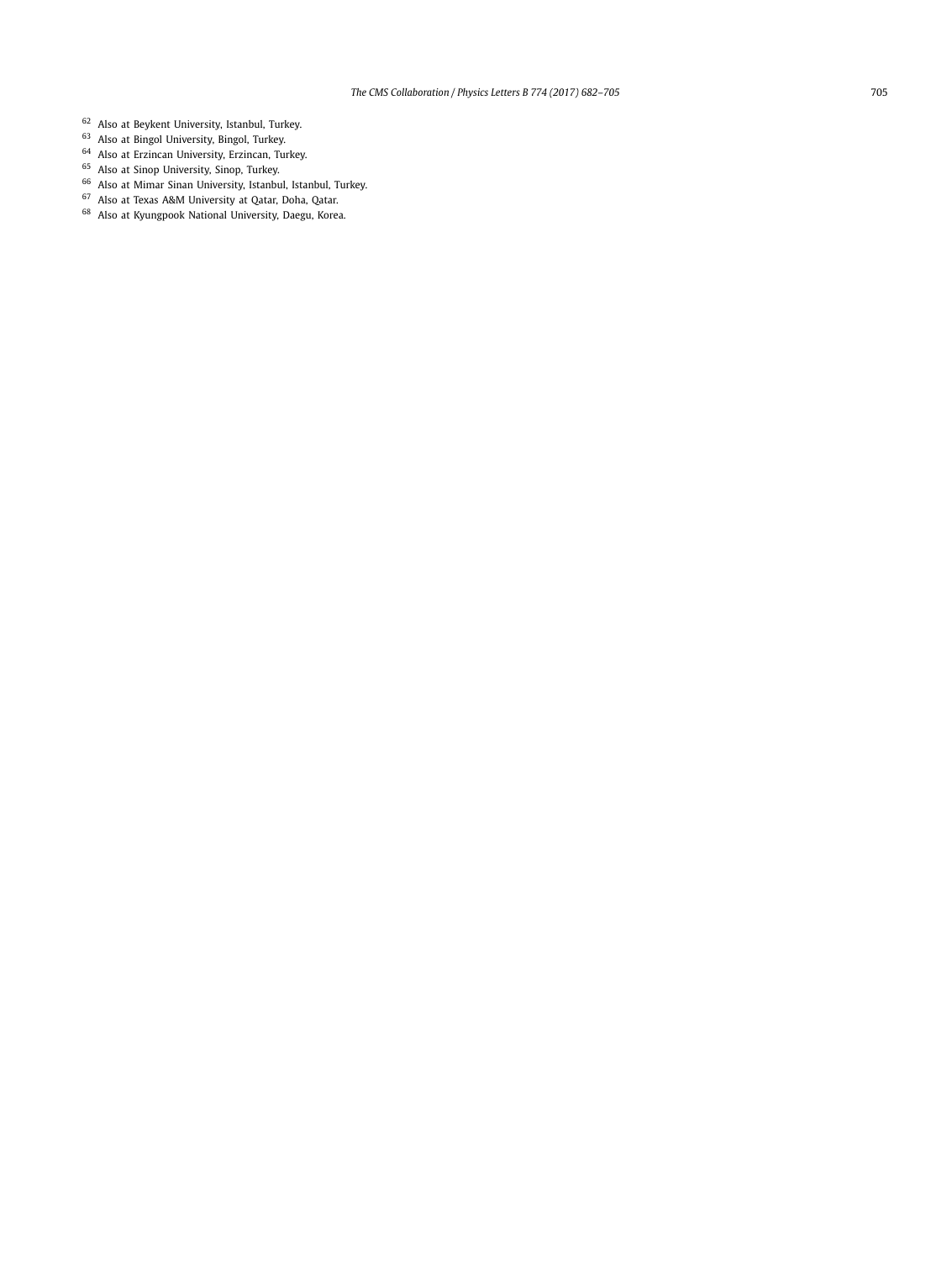[62] Also at Beykent University, Istanbul, Turkey.
[63] Also at Bingol University, Bingol, Turkey.
[64] Also at Erzincan University, Erzincan, Turkey.
[65] Also at Sinop University, Sinop, Turkey.
[66] Also at Mimar Sinan University, Istanbul, Istanbul, Turkey.
[67] Also at Texas A&M University at Qatar, Doha, Qatar.
[68] Also at Kyungpook National University, Daegu, Korea.